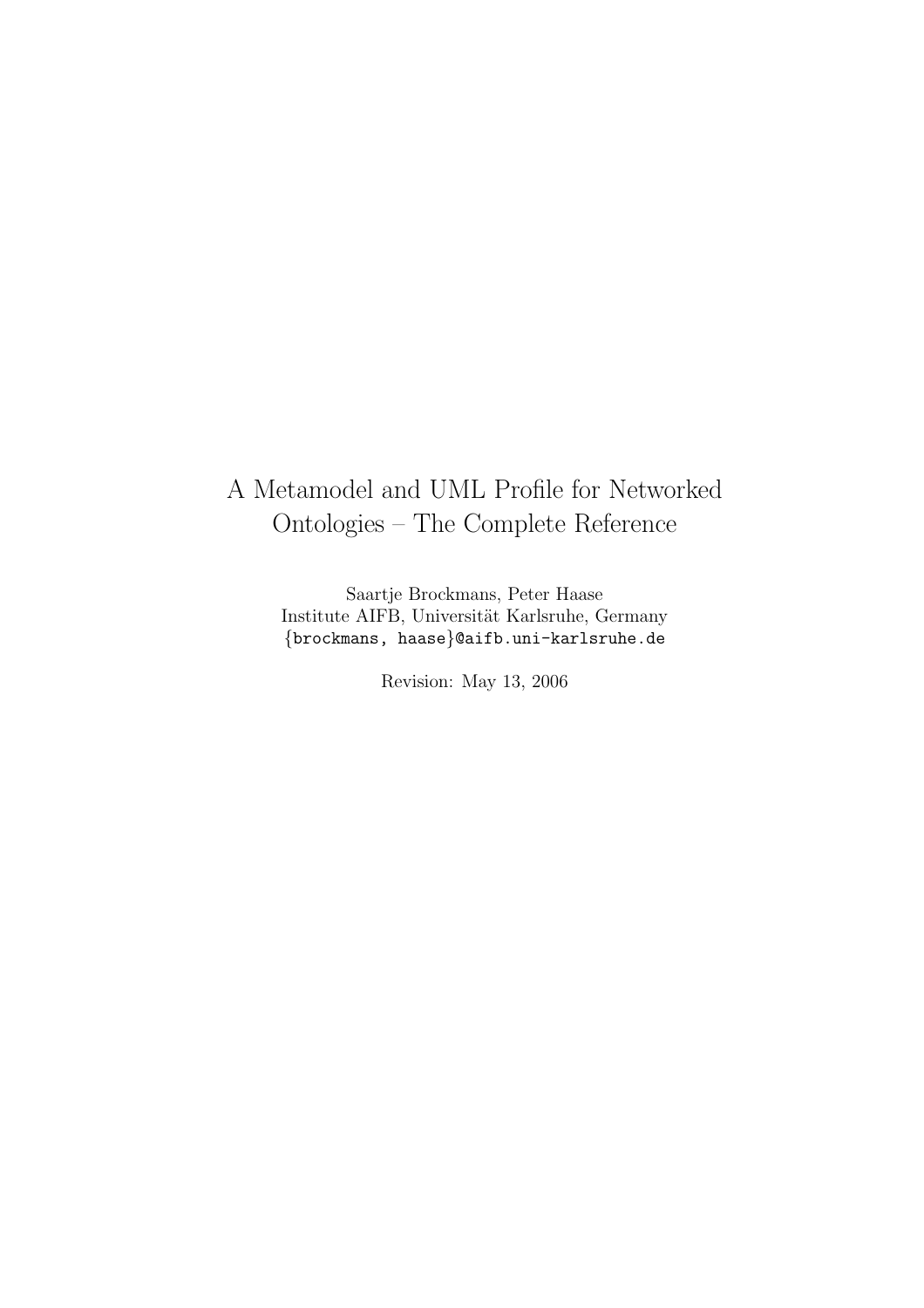# A Metamodel and UML Profile for Networked Ontologies – The Complete Reference

Saartje Brockmans, Peter Haase
Institute AIFB, Universität Karlsruhe, Germany
{brockmans, haase}@aifb.uni-karlsruhe.de

Revision: May 13, 2006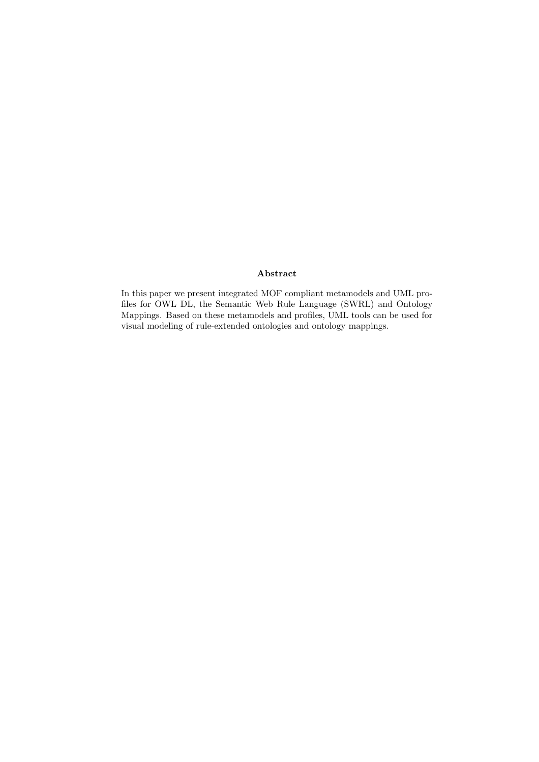## Abstract

In this paper we present integrated MOF compliant metamodels and UML profiles for OWL DL, the Semantic Web Rule Language (SWRL) and Ontology Mappings. Based on these metamodels and profiles, UML tools can be used for visual modeling of rule-extended ontologies and ontology mappings.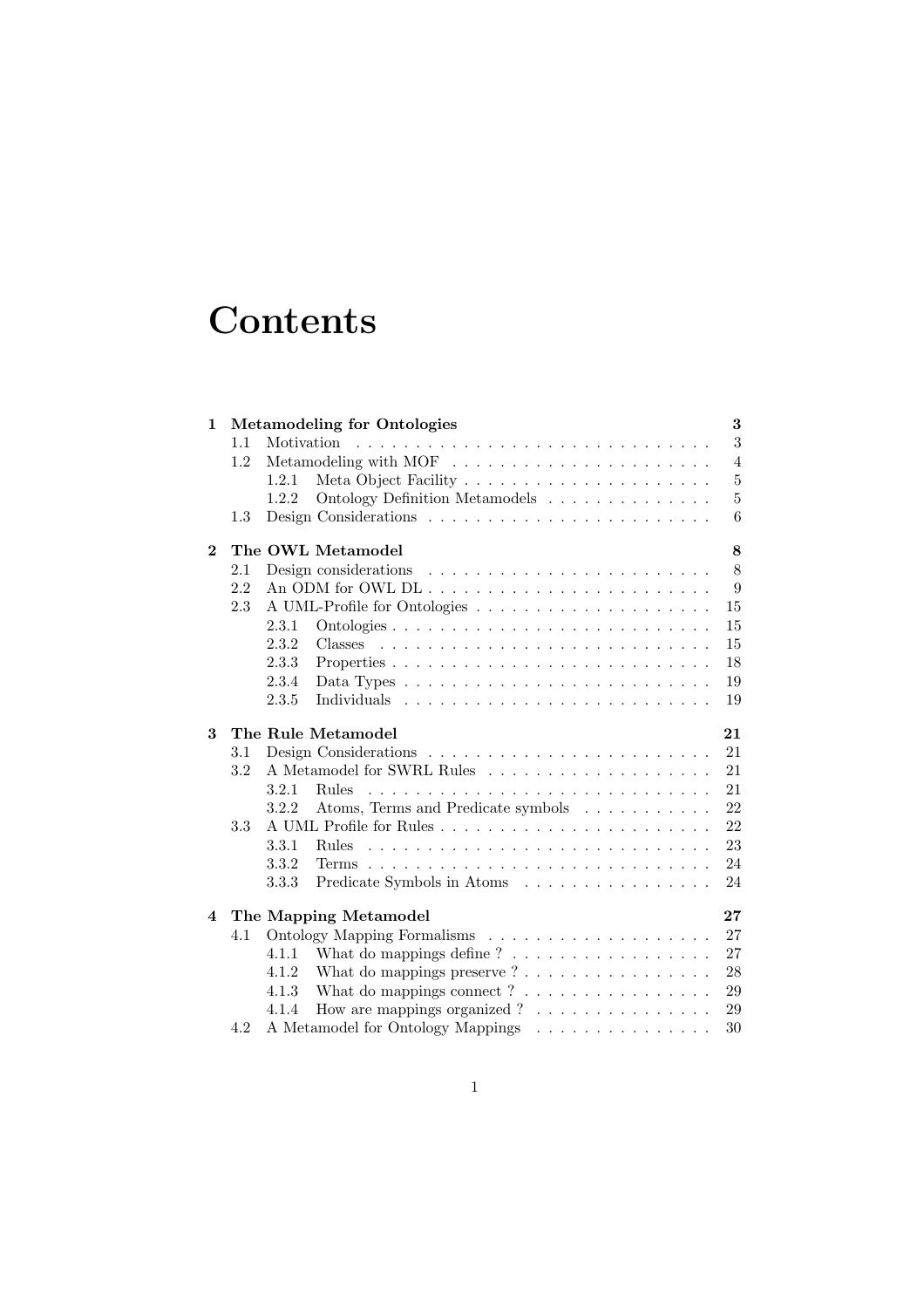# Contents

- **1 Metamodeling for Ontologies** — **3**
  - 1.1 Motivation — 3
  - 1.2 Metamodeling with MOF — 4
    - 1.2.1 Meta Object Facility — 5
    - 1.2.2 Ontology Definition Metamodels — 5
  - 1.3 Design Considerations — 6
- **2 The OWL Metamodel** — **8**
  - 2.1 Design considerations — 8
  - 2.2 An ODM for OWL DL — 9
  - 2.3 A UML-Profile for Ontologies — 15
    - 2.3.1 Ontologies — 15
    - 2.3.2 Classes — 15
    - 2.3.3 Properties — 18
    - 2.3.4 Data Types — 19
    - 2.3.5 Individuals — 19
- **3 The Rule Metamodel** — **21**
  - 3.1 Design Considerations — 21
  - 3.2 A Metamodel for SWRL Rules — 21
    - 3.2.1 Rules — 21
    - 3.2.2 Atoms, Terms and Predicate symbols — 22
  - 3.3 A UML Profile for Rules — 22
    - 3.3.1 Rules — 23
    - 3.3.2 Terms — 24
    - 3.3.3 Predicate Symbols in Atoms — 24
- **4 The Mapping Metamodel** — **27**
  - 4.1 Ontology Mapping Formalisms — 27
    - 4.1.1 What do mappings define ? — 27
    - 4.1.2 What do mappings preserve ? — 28
    - 4.1.3 What do mappings connect ? — 29
    - 4.1.4 How are mappings organized ? — 29
  - 4.2 A Metamodel for Ontology Mappings — 30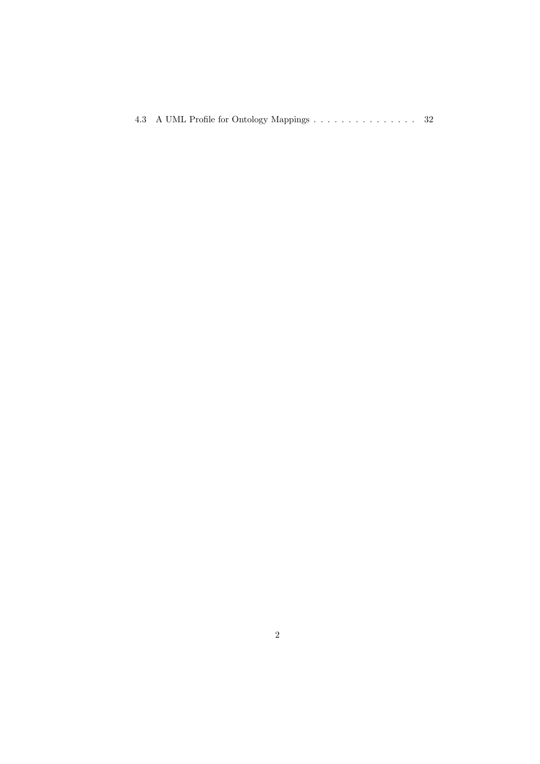4.3 A UML Profile for Ontology Mappings . . . . . . . . . . . . . . . . 32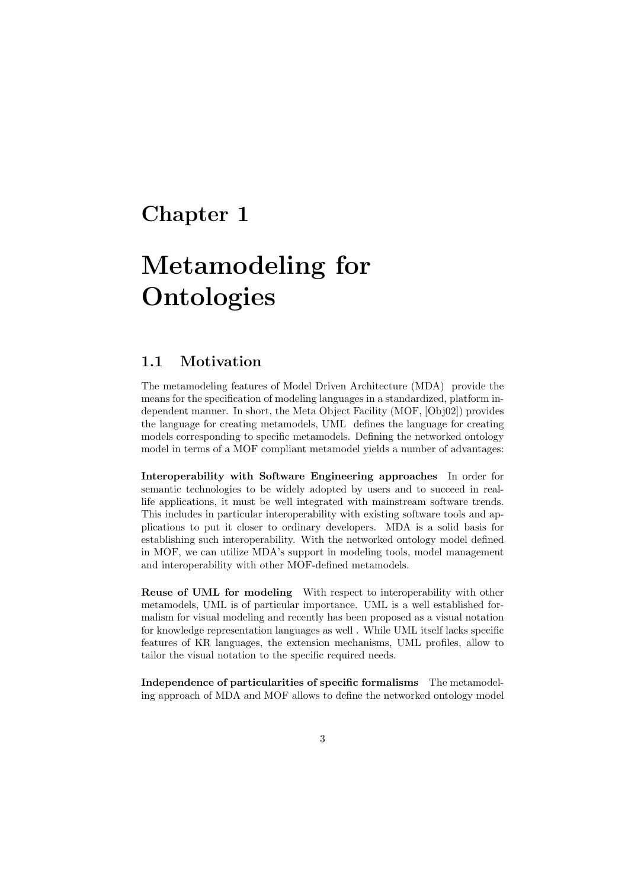# Chapter 1

# Metamodeling for Ontologies

## 1.1 Motivation

The metamodeling features of Model Driven Architecture (MDA) provide the means for the specification of modeling languages in a standardized, platform independent manner. In short, the Meta Object Facility (MOF, [Obj02]) provides the language for creating metamodels, UML defines the language for creating models corresponding to specific metamodels. Defining the networked ontology model in terms of a MOF compliant metamodel yields a number of advantages:

**Interoperability with Software Engineering approaches** In order for semantic technologies to be widely adopted by users and to succeed in real-life applications, it must be well integrated with mainstream software trends. This includes in particular interoperability with existing software tools and applications to put it closer to ordinary developers. MDA is a solid basis for establishing such interoperability. With the networked ontology model defined in MOF, we can utilize MDA's support in modeling tools, model management and interoperability with other MOF-defined metamodels.

**Reuse of UML for modeling** With respect to interoperability with other metamodels, UML is of particular importance. UML is a well established formalism for visual modeling and recently has been proposed as a visual notation for knowledge representation languages as well . While UML itself lacks specific features of KR languages, the extension mechanisms, UML profiles, allow to tailor the visual notation to the specific required needs.

**Independence of particularities of specific formalisms** The metamodeling approach of MDA and MOF allows to define the networked ontology model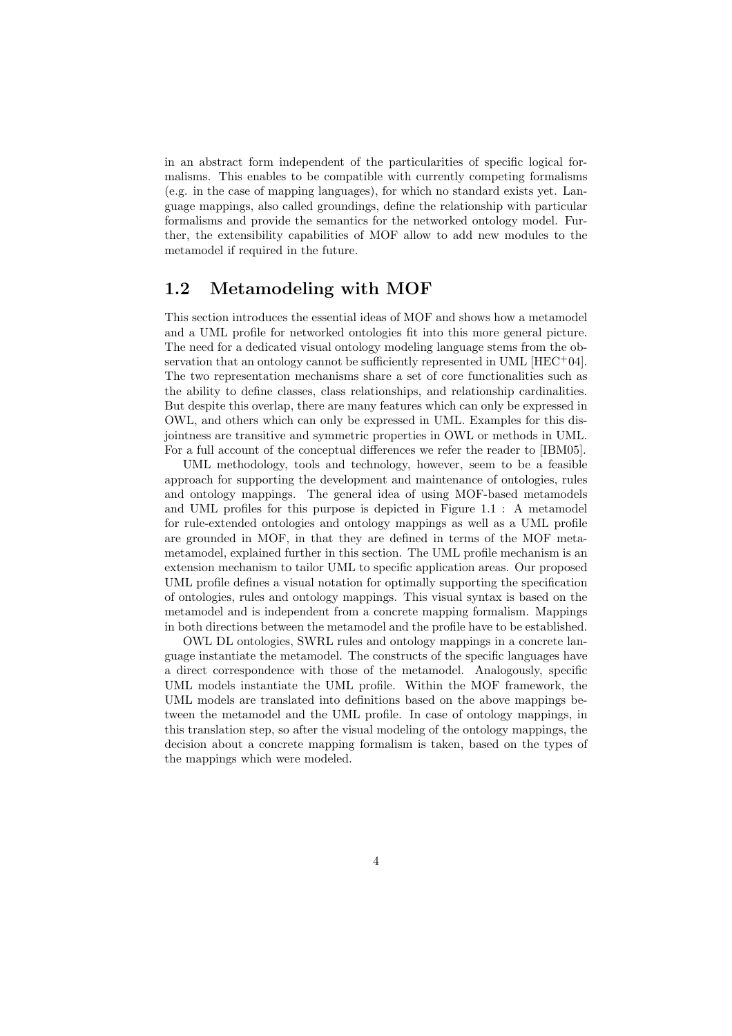in an abstract form independent of the particularities of specific logical formalisms. This enables to be compatible with currently competing formalisms (e.g. in the case of mapping languages), for which no standard exists yet. Language mappings, also called groundings, define the relationship with particular formalisms and provide the semantics for the networked ontology model. Further, the extensibility capabilities of MOF allow to add new modules to the metamodel if required in the future.

## 1.2 Metamodeling with MOF

This section introduces the essential ideas of MOF and shows how a metamodel and a UML profile for networked ontologies fit into this more general picture. The need for a dedicated visual ontology modeling language stems from the observation that an ontology cannot be sufficiently represented in UML [HEC+04]. The two representation mechanisms share a set of core functionalities such as the ability to define classes, class relationships, and relationship cardinalities. But despite this overlap, there are many features which can only be expressed in OWL, and others which can only be expressed in UML. Examples for this disjointness are transitive and symmetric properties in OWL or methods in UML. For a full account of the conceptual differences we refer the reader to [IBM05].

UML methodology, tools and technology, however, seem to be a feasible approach for supporting the development and maintenance of ontologies, rules and ontology mappings. The general idea of using MOF-based metamodels and UML profiles for this purpose is depicted in Figure 1.1 : A metamodel for rule-extended ontologies and ontology mappings as well as a UML profile are grounded in MOF, in that they are defined in terms of the MOF metametamodel, explained further in this section. The UML profile mechanism is an extension mechanism to tailor UML to specific application areas. Our proposed UML profile defines a visual notation for optimally supporting the specification of ontologies, rules and ontology mappings. This visual syntax is based on the metamodel and is independent from a concrete mapping formalism. Mappings in both directions between the metamodel and the profile have to be established.

OWL DL ontologies, SWRL rules and ontology mappings in a concrete language instantiate the metamodel. The constructs of the specific languages have a direct correspondence with those of the metamodel. Analogously, specific UML models instantiate the UML profile. Within the MOF framework, the UML models are translated into definitions based on the above mappings between the metamodel and the UML profile. In case of ontology mappings, in this translation step, so after the visual modeling of the ontology mappings, the decision about a concrete mapping formalism is taken, based on the types of the mappings which were modeled.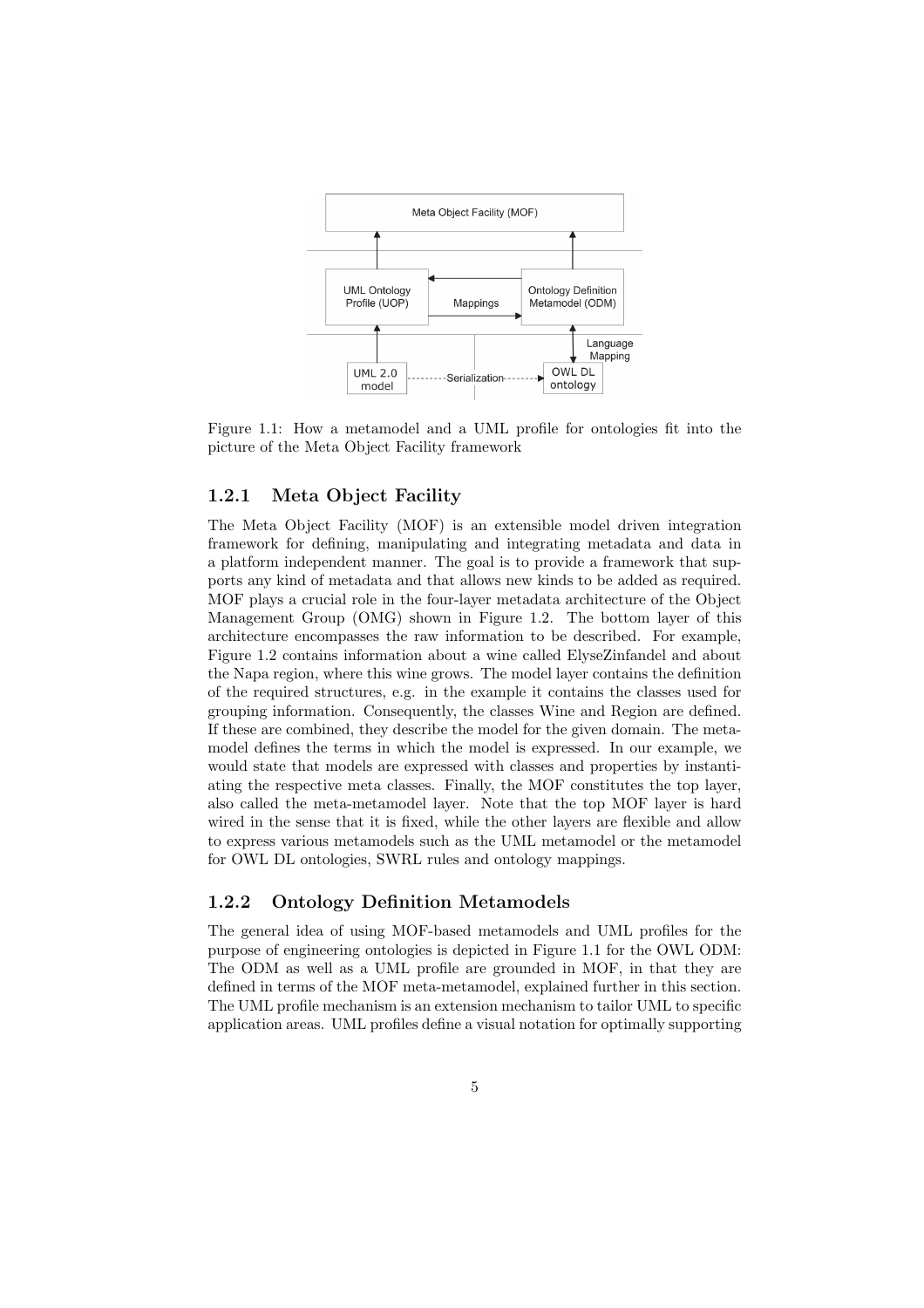Figure 1.1: How a metamodel and a UML profile for ontologies fit into the picture of the Meta Object Facility framework

### 1.2.1 Meta Object Facility

The Meta Object Facility (MOF) is an extensible model driven integration framework for defining, manipulating and integrating metadata and data in a platform independent manner. The goal is to provide a framework that supports any kind of metadata and that allows new kinds to be added as required. MOF plays a crucial role in the four-layer metadata architecture of the Object Management Group (OMG) shown in Figure 1.2. The bottom layer of this architecture encompasses the raw information to be described. For example, Figure 1.2 contains information about a wine called ElyseZinfandel and about the Napa region, where this wine grows. The model layer contains the definition of the required structures, e.g. in the example it contains the classes used for grouping information. Consequently, the classes Wine and Region are defined. If these are combined, they describe the model for the given domain. The metamodel defines the terms in which the model is expressed. In our example, we would state that models are expressed with classes and properties by instantiating the respective meta classes. Finally, the MOF constitutes the top layer, also called the meta-metamodel layer. Note that the top MOF layer is hard wired in the sense that it is fixed, while the other layers are flexible and allow to express various metamodels such as the UML metamodel or the metamodel for OWL DL ontologies, SWRL rules and ontology mappings.

### 1.2.2 Ontology Definition Metamodels

The general idea of using MOF-based metamodels and UML profiles for the purpose of engineering ontologies is depicted in Figure 1.1 for the OWL ODM: The ODM as well as a UML profile are grounded in MOF, in that they are defined in terms of the MOF meta-metamodel, explained further in this section. The UML profile mechanism is an extension mechanism to tailor UML to specific application areas. UML profiles define a visual notation for optimally supporting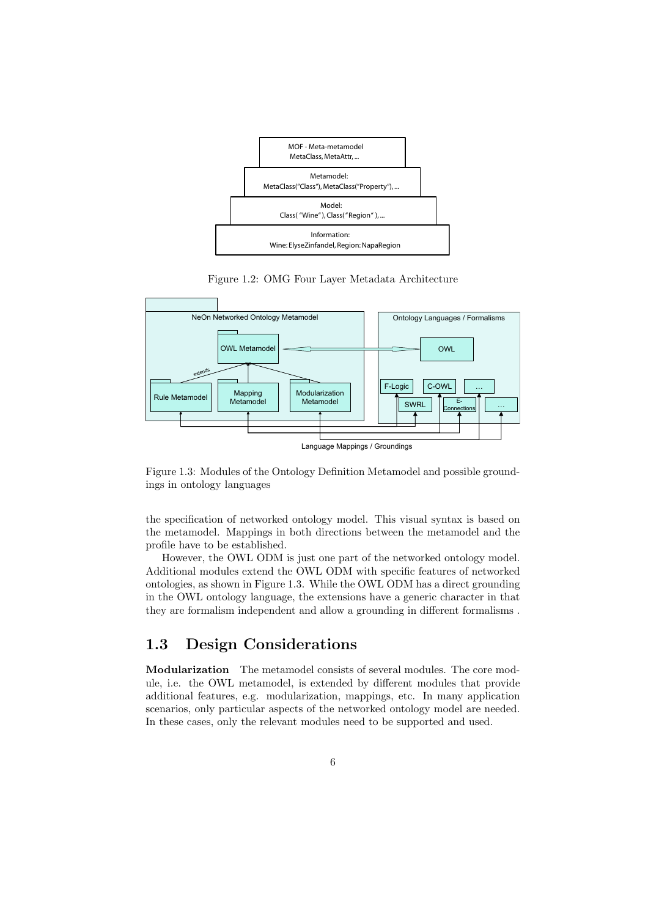Figure 1.2: OMG Four Layer Metadata Architecture

Figure 1.3: Modules of the Ontology Definition Metamodel and possible groundings in ontology languages

the specification of networked ontology model. This visual syntax is based on the metamodel. Mappings in both directions between the metamodel and the profile have to be established.

However, the OWL ODM is just one part of the networked ontology model. Additional modules extend the OWL ODM with specific features of networked ontologies, as shown in Figure 1.3. While the OWL ODM has a direct grounding in the OWL ontology language, the extensions have a generic character in that they are formalism independent and allow a grounding in different formalisms .

## 1.3 Design Considerations

**Modularization** The metamodel consists of several modules. The core module, i.e. the OWL metamodel, is extended by different modules that provide additional features, e.g. modularization, mappings, etc. In many application scenarios, only particular aspects of the networked ontology model are needed. In these cases, only the relevant modules need to be supported and used.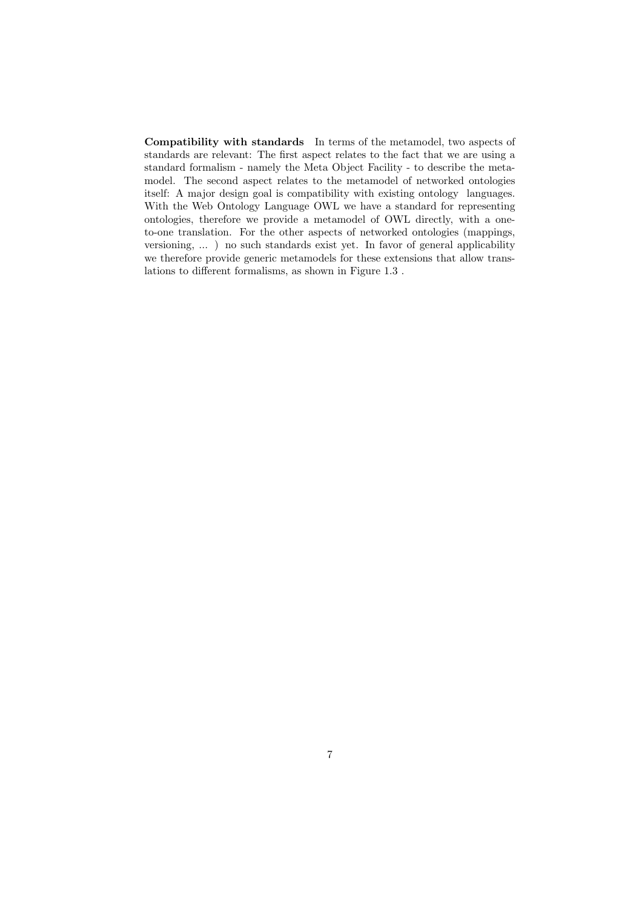**Compatibility with standards** In terms of the metamodel, two aspects of standards are relevant: The first aspect relates to the fact that we are using a standard formalism - namely the Meta Object Facility - to describe the metamodel. The second aspect relates to the metamodel of networked ontologies itself: A major design goal is compatibility with existing ontology languages. With the Web Ontology Language OWL we have a standard for representing ontologies, therefore we provide a metamodel of OWL directly, with a one-to-one translation. For the other aspects of networked ontologies (mappings, versioning, ... ) no such standards exist yet. In favor of general applicability we therefore provide generic metamodels for these extensions that allow translations to different formalisms, as shown in Figure 1.3 .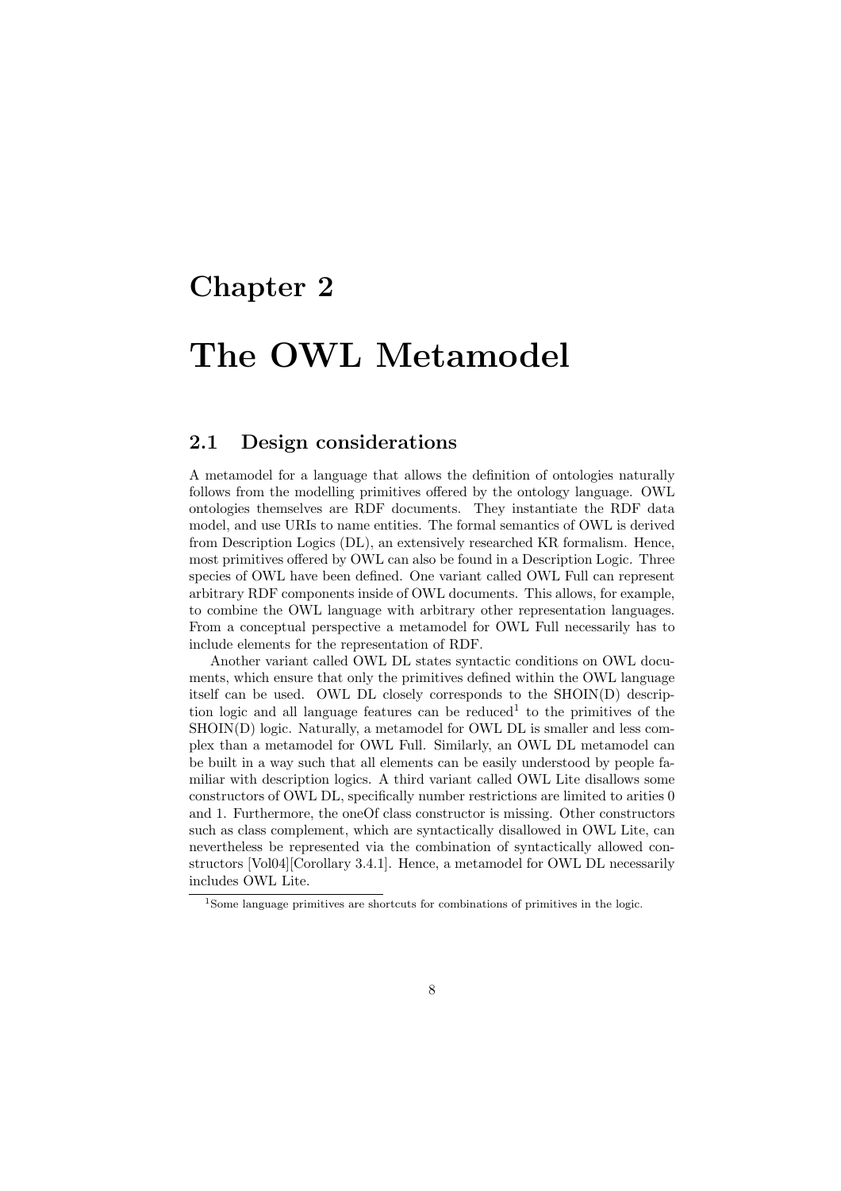# Chapter 2

# The OWL Metamodel

## 2.1 Design considerations

A metamodel for a language that allows the definition of ontologies naturally follows from the modelling primitives offered by the ontology language. OWL ontologies themselves are RDF documents. They instantiate the RDF data model, and use URIs to name entities. The formal semantics of OWL is derived from Description Logics (DL), an extensively researched KR formalism. Hence, most primitives offered by OWL can also be found in a Description Logic. Three species of OWL have been defined. One variant called OWL Full can represent arbitrary RDF components inside of OWL documents. This allows, for example, to combine the OWL language with arbitrary other representation languages. From a conceptual perspective a metamodel for OWL Full necessarily has to include elements for the representation of RDF.

Another variant called OWL DL states syntactic conditions on OWL documents, which ensure that only the primitives defined within the OWL language itself can be used. OWL DL closely corresponds to the SHOIN(D) description logic and all language features can be reduced[1] to the primitives of the SHOIN(D) logic. Naturally, a metamodel for OWL DL is smaller and less complex than a metamodel for OWL Full. Similarly, an OWL DL metamodel can be built in a way such that all elements can be easily understood by people familiar with description logics. A third variant called OWL Lite disallows some constructors of OWL DL, specifically number restrictions are limited to arities 0 and 1. Furthermore, the oneOf class constructor is missing. Other constructors such as class complement, which are syntactically disallowed in OWL Lite, can nevertheless be represented via the combination of syntactically allowed constructors [Vol04][Corollary 3.4.1]. Hence, a metamodel for OWL DL necessarily includes OWL Lite.

[1] Some language primitives are shortcuts for combinations of primitives in the logic.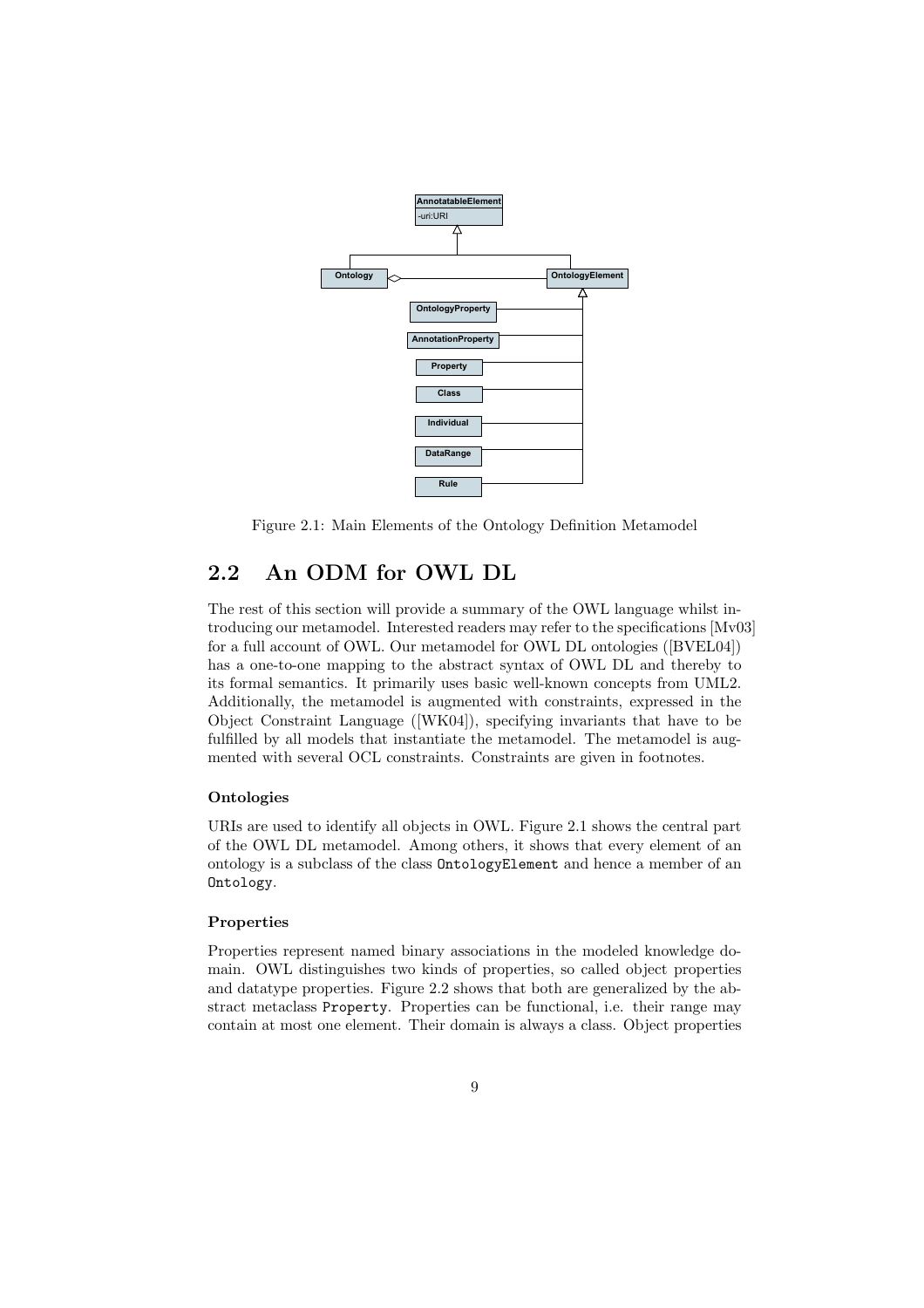Figure 2.1: Main Elements of the Ontology Definition Metamodel

## 2.2 An ODM for OWL DL

The rest of this section will provide a summary of the OWL language whilst introducing our metamodel. Interested readers may refer to the specifications [Mv03] for a full account of OWL. Our metamodel for OWL DL ontologies ([BVEL04]) has a one-to-one mapping to the abstract syntax of OWL DL and thereby to its formal semantics. It primarily uses basic well-known concepts from UML2. Additionally, the metamodel is augmented with constraints, expressed in the Object Constraint Language ([WK04]), specifying invariants that have to be fulfilled by all models that instantiate the metamodel. The metamodel is augmented with several OCL constraints. Constraints are given in footnotes.

#### Ontologies

URIs are used to identify all objects in OWL. Figure 2.1 shows the central part of the OWL DL metamodel. Among others, it shows that every element of an ontology is a subclass of the class `OntologyElement` and hence a member of an `Ontology`.

#### Properties

Properties represent named binary associations in the modeled knowledge domain. OWL distinguishes two kinds of properties, so called object properties and datatype properties. Figure 2.2 shows that both are generalized by the abstract metaclass `Property`. Properties can be functional, i.e. their range may contain at most one element. Their domain is always a class. Object properties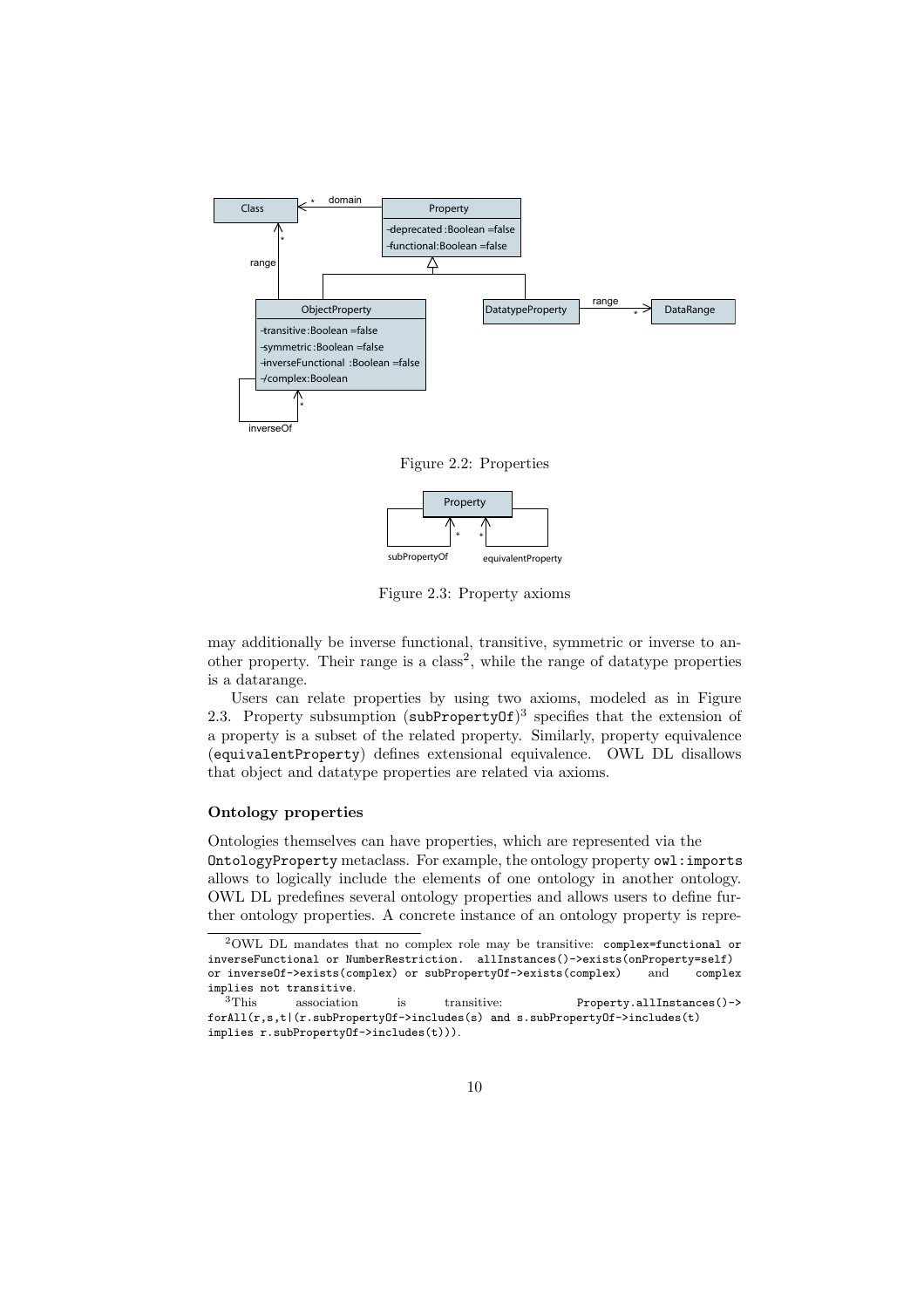Figure 2.2: Properties

Figure 2.3: Property axioms

may additionally be inverse functional, transitive, symmetric or inverse to another property. Their range is a class[2], while the range of datatype properties is a datarange.

Users can relate properties by using two axioms, modeled as in Figure 2.3. Property subsumption (`subPropertyOf`)[3] specifies that the extension of a property is a subset of the related property. Similarly, property equivalence (`equivalentProperty`) defines extensional equivalence. OWL DL disallows that object and datatype properties are related via axioms.

**Ontology properties**

Ontologies themselves can have properties, which are represented via the `OntologyProperty` metaclass. For example, the ontology property `owl:imports` allows to logically include the elements of one ontology in another ontology. OWL DL predefines several ontology properties and allows users to define further ontology properties. A concrete instance of an ontology property is repre-

---

[2]OWL DL mandates that no complex role may be transitive: `complex=functional or inverseFunctional or NumberRestriction. allInstances()->exists(onProperty=self) or inverseOf->exists(complex) or subPropertyOf->exists(complex)` and `complex implies not transitive`.

[3]This association is transitive: `Property.allInstances()->forAll(r,s,t|(r.subPropertyOf->includes(s) and s.subPropertyOf->includes(t) implies r.subPropertyOf->includes(t)))`.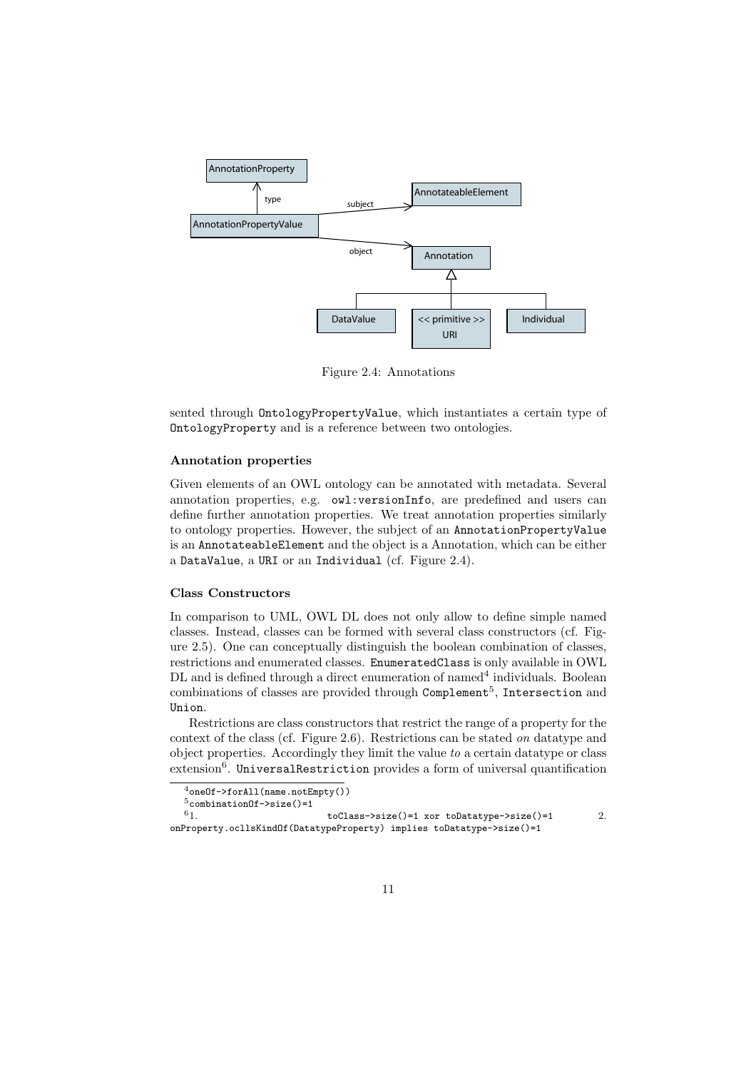Figure 2.4: Annotations

sented through OntologyPropertyValue, which instantiates a certain type of OntologyProperty and is a reference between two ontologies.

### Annotation properties

Given elements of an OWL ontology can be annotated with metadata. Several annotation properties, e.g. owl:versionInfo, are predefined and users can define further annotation properties. We treat annotation properties similarly to ontology properties. However, the subject of an AnnotationPropertyValue is an AnnotateableElement and the object is a Annotation, which can be either a DataValue, a URI or an Individual (cf. Figure 2.4).

### Class Constructors

In comparison to UML, OWL DL does not only allow to define simple named classes. Instead, classes can be formed with several class constructors (cf. Figure 2.5). One can conceptually distinguish the boolean combination of classes, restrictions and enumerated classes. EnumeratedClass is only available in OWL DL and is defined through a direct enumeration of named[4] individuals. Boolean combinations of classes are provided through Complement[5], Intersection and Union.

Restrictions are class constructors that restrict the range of a property for the context of the class (cf. Figure 2.6). Restrictions can be stated *on* datatype and object properties. Accordingly they limit the value *to* a certain datatype or class extension[6]. UniversalRestriction provides a form of universal quantification

---

[4] oneOf->forAll(name.notEmpty())

[5] combinationOf->size()=1

[6] 1. toClass->size()=1 xor toDatatype->size()=1 2. onProperty.oclIsKindOf(DatatypeProperty) implies toDatatype->size()=1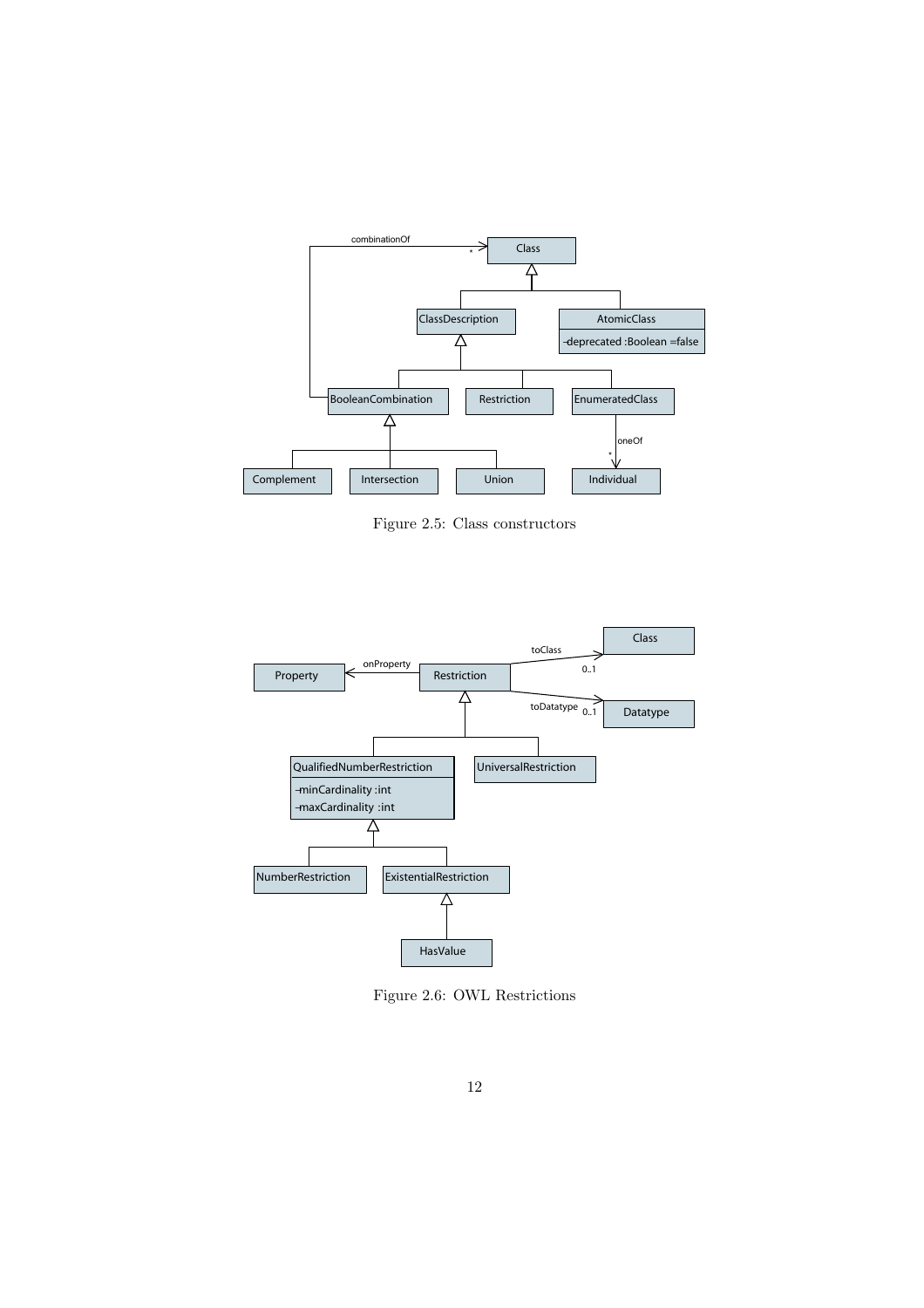Figure 2.5: Class constructors

Figure 2.6: OWL Restrictions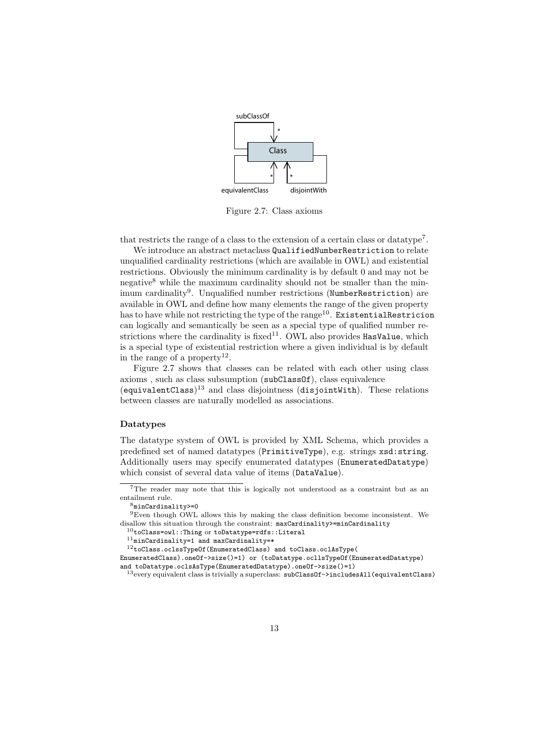subClassOf

Class

equivalentClass disjointWith

Figure 2.7: Class axioms

that restricts the range of a class to the extension of a certain class or datatype[7].

We introduce an abstract metaclass `QualifiedNumberRestriction` to relate unqualified cardinality restrictions (which are available in OWL) and existential restrictions. Obviously the minimum cardinality is by default 0 and may not be negative[8] while the maximum cardinality should not be smaller than the minimum cardinality[9]. Unqualified number restrictions (`NumberRestriction`) are available in OWL and define how many elements the range of the given property has to have while not restricting the type of the range[10]. `ExistentialRestricion` can logically and semantically be seen as a special type of qualified number restrictions where the cardinality is fixed[11]. OWL also provides `HasValue`, which is a special type of existential restriction where a given individual is by default in the range of a property[12].

Figure 2.7 shows that classes can be related with each other using class axioms , such as class subsumption (`subClassOf`), class equivalence (`equivalentClass`)[13] and class disjointness (`disjointWith`). These relations between classes are naturally modelled as associations.

#### Datatypes

The datatype system of OWL is provided by XML Schema, which provides a predefined set of named datatypes (`PrimitiveType`), e.g. strings `xsd:string`. Additionally users may specify enumerated datatypes (`EnumeratedDatatype`) which consist of several data value of items (`DataValue`).

---

[7] The reader may note that this is logically not understood as a constraint but as an entailment rule.

[8] `minCardinality>=0`

[9] Even though OWL allows this by making the class definition become inconsistent. We disallow this situation through the constraint: `maxCardinality>=minCardinality`

[10] `toClass=owl::Thing` or `toDatatype=rdfs::Literal`

[11] `minCardinality=1 and maxCardinality=*`

[12] `toClass.oclssTypeOf(EnumeratedClass) and toClass.oclAsType(EnumeratedClass).oneOf->size()=1) or (toDatatype.ocllsTypeOf(EnumeratedDatatype) and toDatatype.oclsAsType(EnumeratedDatatype).oneOf->size()=1)`

[13] every equivalent class is trivially a superclass: `subClassOf->includesAll(equivalentClass)`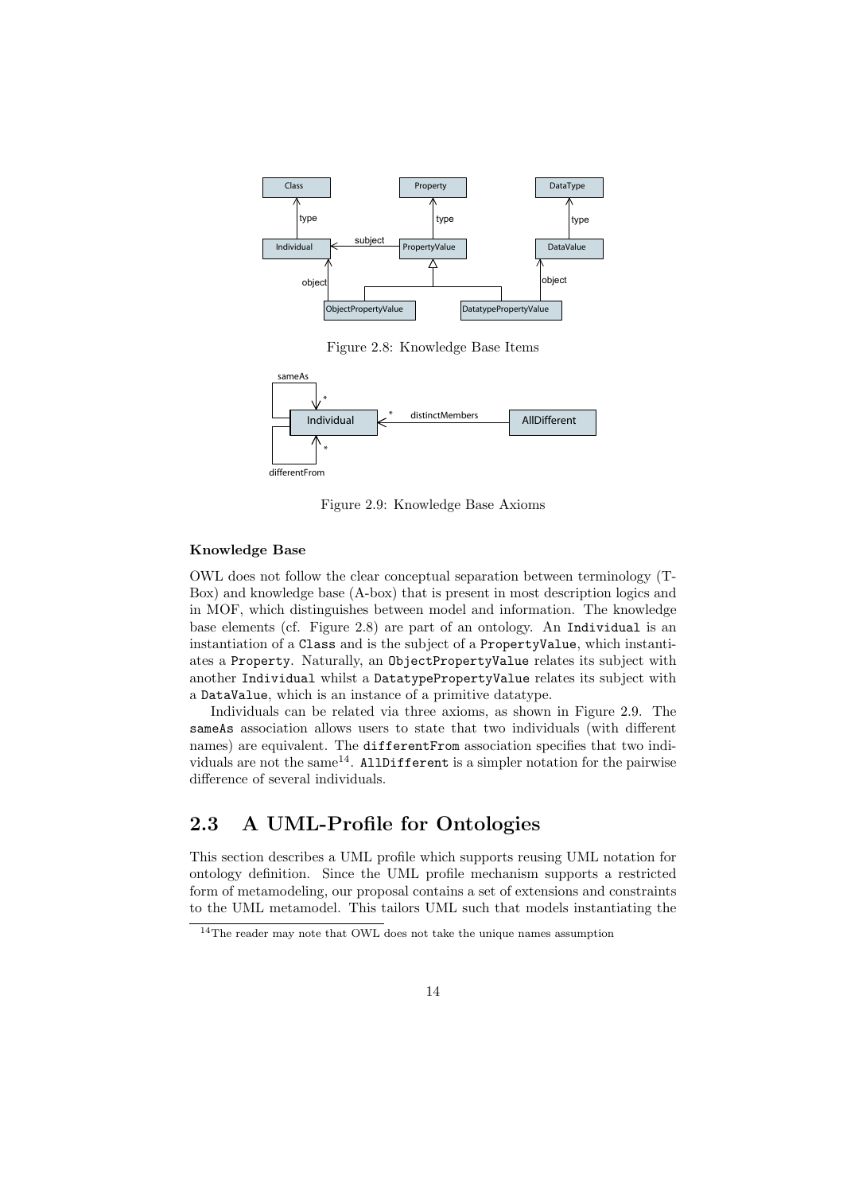Figure 2.8: Knowledge Base Items

Figure 2.9: Knowledge Base Axioms

### Knowledge Base

OWL does not follow the clear conceptual separation between terminology (T-Box) and knowledge base (A-box) that is present in most description logics and in MOF, which distinguishes between model and information. The knowledge base elements (cf. Figure 2.8) are part of an ontology. An `Individual` is an instantiation of a `Class` and is the subject of a `PropertyValue`, which instantiates a `Property`. Naturally, an `ObjectPropertyValue` relates its subject with another `Individual` whilst a `DatatypePropertyValue` relates its subject with a `DataValue`, which is an instance of a primitive datatype.

Individuals can be related via three axioms, as shown in Figure 2.9. The `sameAs` association allows users to state that two individuals (with different names) are equivalent. The `differentFrom` association specifies that two individuals are not the same[14]. `AllDifferent` is a simpler notation for the pairwise difference of several individuals.

## 2.3 A UML-Profile for Ontologies

This section describes a UML profile which supports reusing UML notation for ontology definition. Since the UML profile mechanism supports a restricted form of metamodeling, our proposal contains a set of extensions and constraints to the UML metamodel. This tailors UML such that models instantiating the

[14] The reader may note that OWL does not take the unique names assumption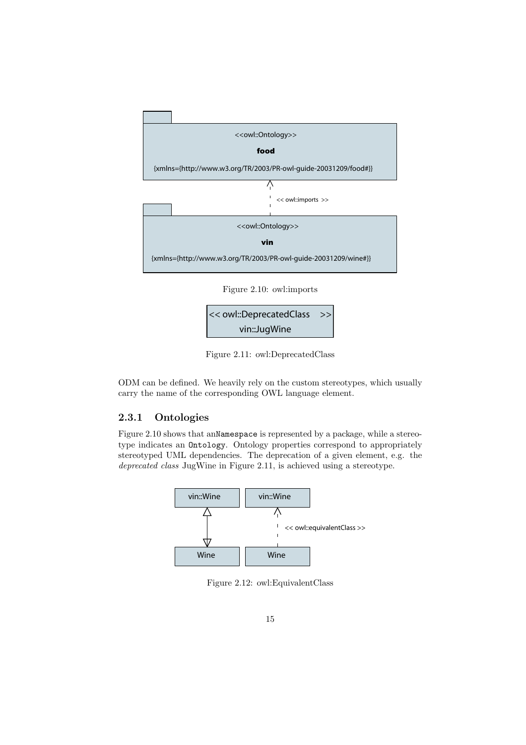Figure 2.10: owl:imports

Figure 2.11: owl:DeprecatedClass

ODM can be defined. We heavily rely on the custom stereotypes, which usually carry the name of the corresponding OWL language element.

### 2.3.1 Ontologies

Figure 2.10 shows that an`Namespace` is represented by a package, while a stereotype indicates an `Ontology`. Ontology properties correspond to appropriately stereotyped UML dependencies. The deprecation of a given element, e.g. the *deprecated class* JugWine in Figure 2.11, is achieved using a stereotype.

Figure 2.12: owl:EquivalentClass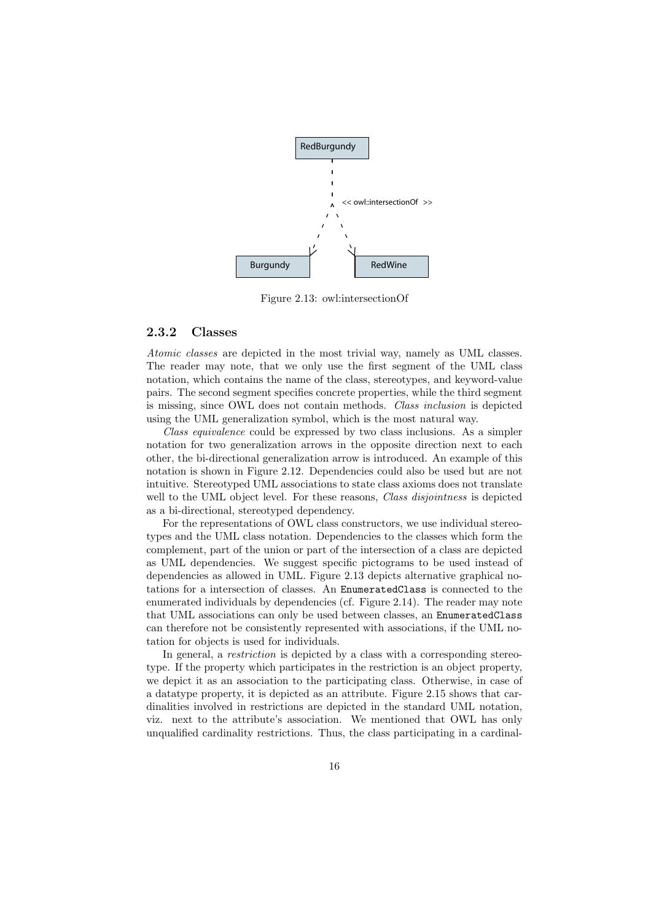Figure 2.13: owl:intersectionOf

### 2.3.2 Classes

*Atomic classes* are depicted in the most trivial way, namely as UML classes. The reader may note, that we only use the first segment of the UML class notation, which contains the name of the class, stereotypes, and keyword-value pairs. The second segment specifies concrete properties, while the third segment is missing, since OWL does not contain methods. *Class inclusion* is depicted using the UML generalization symbol, which is the most natural way.

*Class equivalence* could be expressed by two class inclusions. As a simpler notation for two generalization arrows in the opposite direction next to each other, the bi-directional generalization arrow is introduced. An example of this notation is shown in Figure 2.12. Dependencies could also be used but are not intuitive. Stereotyped UML associations to state class axioms does not translate well to the UML object level. For these reasons, *Class disjointness* is depicted as a bi-directional, stereotyped dependency.

For the representations of OWL class constructors, we use individual stereotypes and the UML class notation. Dependencies to the classes which form the complement, part of the union or part of the intersection of a class are depicted as UML dependencies. We suggest specific pictograms to be used instead of dependencies as allowed in UML. Figure 2.13 depicts alternative graphical notations for a intersection of classes. An `EnumeratedClass` is connected to the enumerated individuals by dependencies (cf. Figure 2.14). The reader may note that UML associations can only be used between classes, an `EnumeratedClass` can therefore not be consistently represented with associations, if the UML notation for objects is used for individuals.

In general, a *restriction* is depicted by a class with a corresponding stereotype. If the property which participates in the restriction is an object property, we depict it as an association to the participating class. Otherwise, in case of a datatype property, it is depicted as an attribute. Figure 2.15 shows that cardinalities involved in restrictions are depicted in the standard UML notation, viz. next to the attribute's association. We mentioned that OWL has only unqualified cardinality restrictions. Thus, the class participating in a cardinal-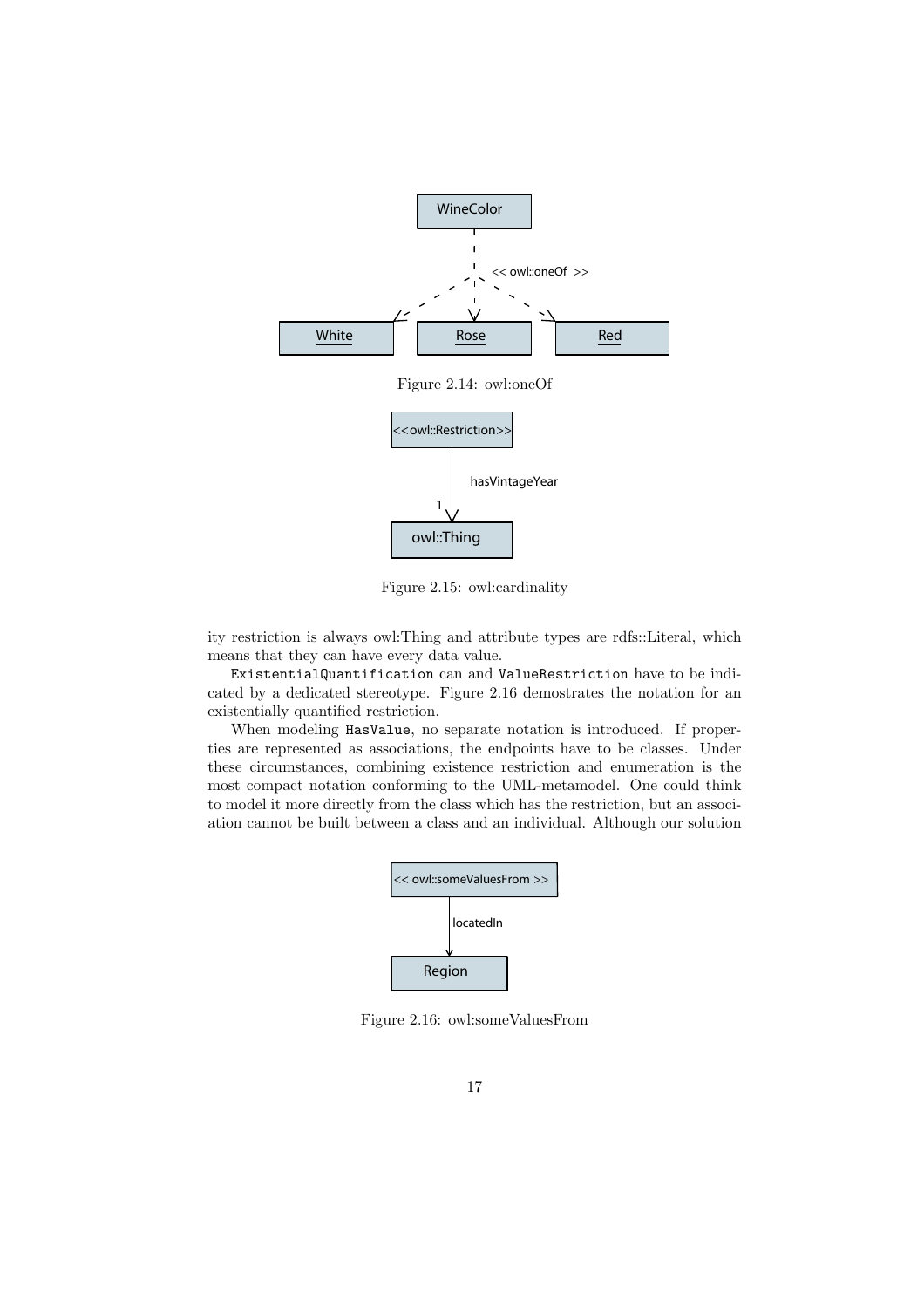Figure 2.14: owl:oneOf

Figure 2.15: owl:cardinality

ity restriction is always owl:Thing and attribute types are rdfs::Literal, which means that they can have every data value.

`ExistentialQuantification` can and `ValueRestriction` have to be indicated by a dedicated stereotype. Figure 2.16 demostrates the notation for an existentially quantified restriction.

When modeling `HasValue`, no separate notation is introduced. If properties are represented as associations, the endpoints have to be classes. Under these circumstances, combining existence restriction and enumeration is the most compact notation conforming to the UML-metamodel. One could think to model it more directly from the class which has the restriction, but an association cannot be built between a class and an individual. Although our solution

Figure 2.16: owl:someValuesFrom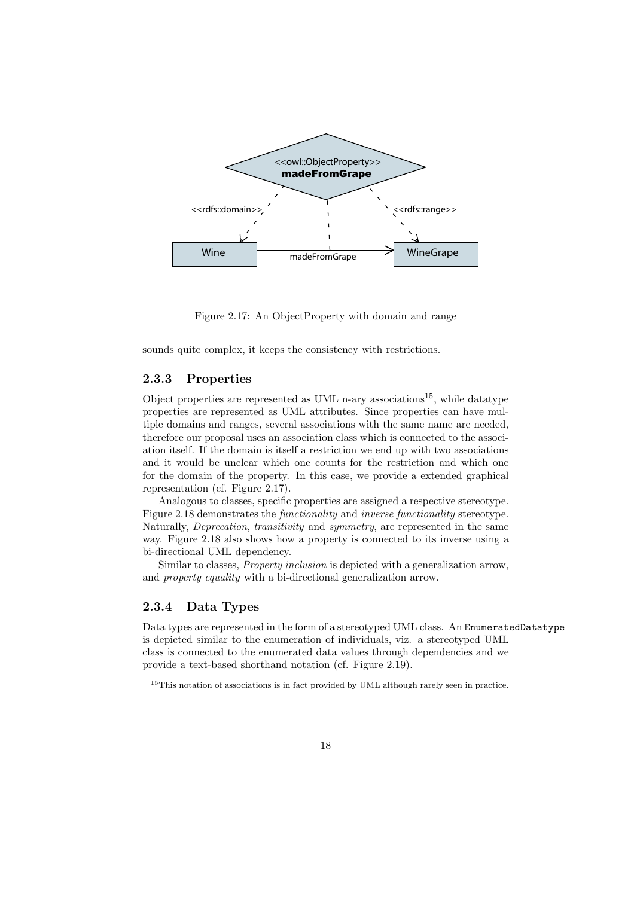Figure 2.17: An ObjectProperty with domain and range

sounds quite complex, it keeps the consistency with restrictions.

### 2.3.3 Properties

Object properties are represented as UML n-ary associations[15], while datatype properties are represented as UML attributes. Since properties can have multiple domains and ranges, several associations with the same name are needed, therefore our proposal uses an association class which is connected to the association itself. If the domain is itself a restriction we end up with two associations and it would be unclear which one counts for the restriction and which one for the domain of the property. In this case, we provide a extended graphical representation (cf. Figure 2.17).

Analogous to classes, specific properties are assigned a respective stereotype. Figure 2.18 demonstrates the *functionality* and *inverse functionality* stereotype. Naturally, *Deprecation*, *transitivity* and *symmetry*, are represented in the same way. Figure 2.18 also shows how a property is connected to its inverse using a bi-directional UML dependency.

Similar to classes, *Property inclusion* is depicted with a generalization arrow, and *property equality* with a bi-directional generalization arrow.

### 2.3.4 Data Types

Data types are represented in the form of a stereotyped UML class. An `EnumeratedDatatype` is depicted similar to the enumeration of individuals, viz. a stereotyped UML class is connected to the enumerated data values through dependencies and we provide a text-based shorthand notation (cf. Figure 2.19).

[15] This notation of associations is in fact provided by UML although rarely seen in practice.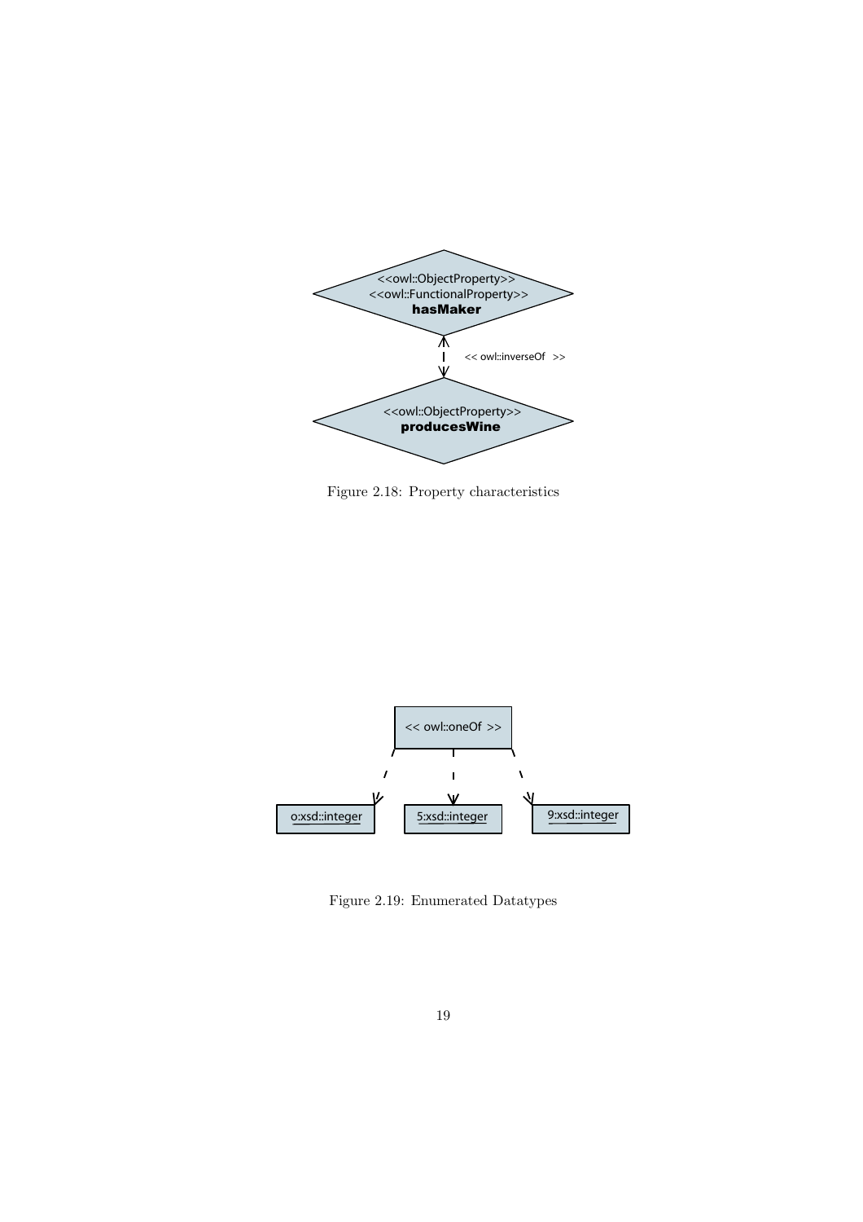Figure 2.18: Property characteristics

Figure 2.19: Enumerated Datatypes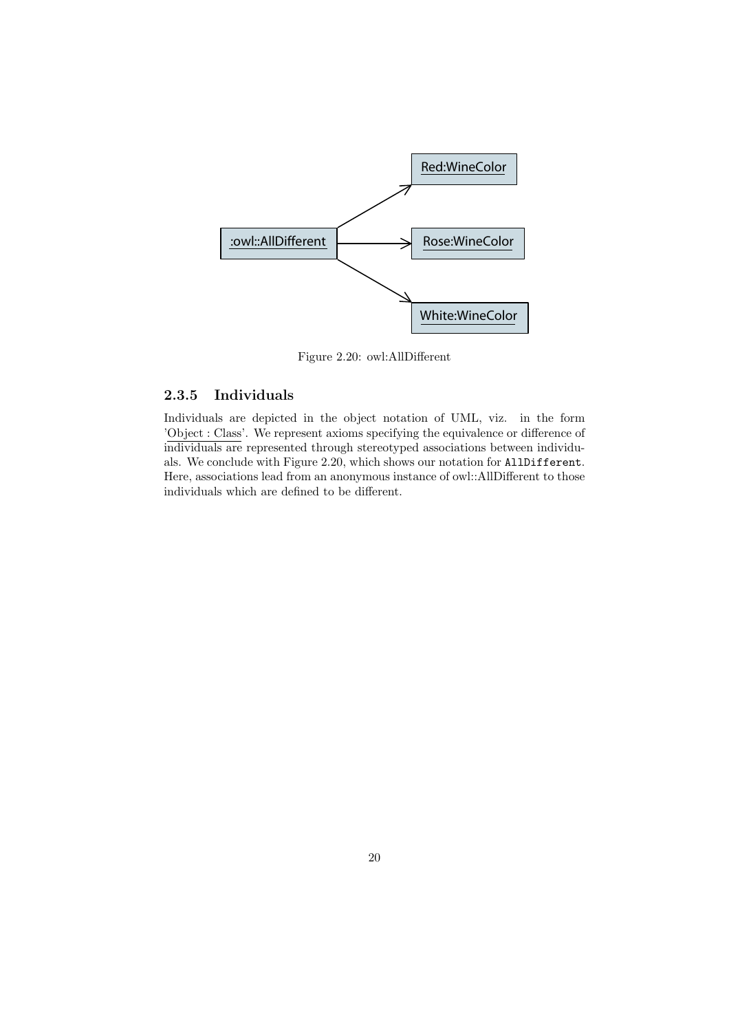Figure 2.20: owl:AllDifferent

### 2.3.5 Individuals

Individuals are depicted in the object notation of UML, viz. in the form 'Object : Class'. We represent axioms specifying the equivalence or difference of individuals are represented through stereotyped associations between individuals. We conclude with Figure 2.20, which shows our notation for `AllDifferent`. Here, associations lead from an anonymous instance of owl::AllDifferent to those individuals which are defined to be different.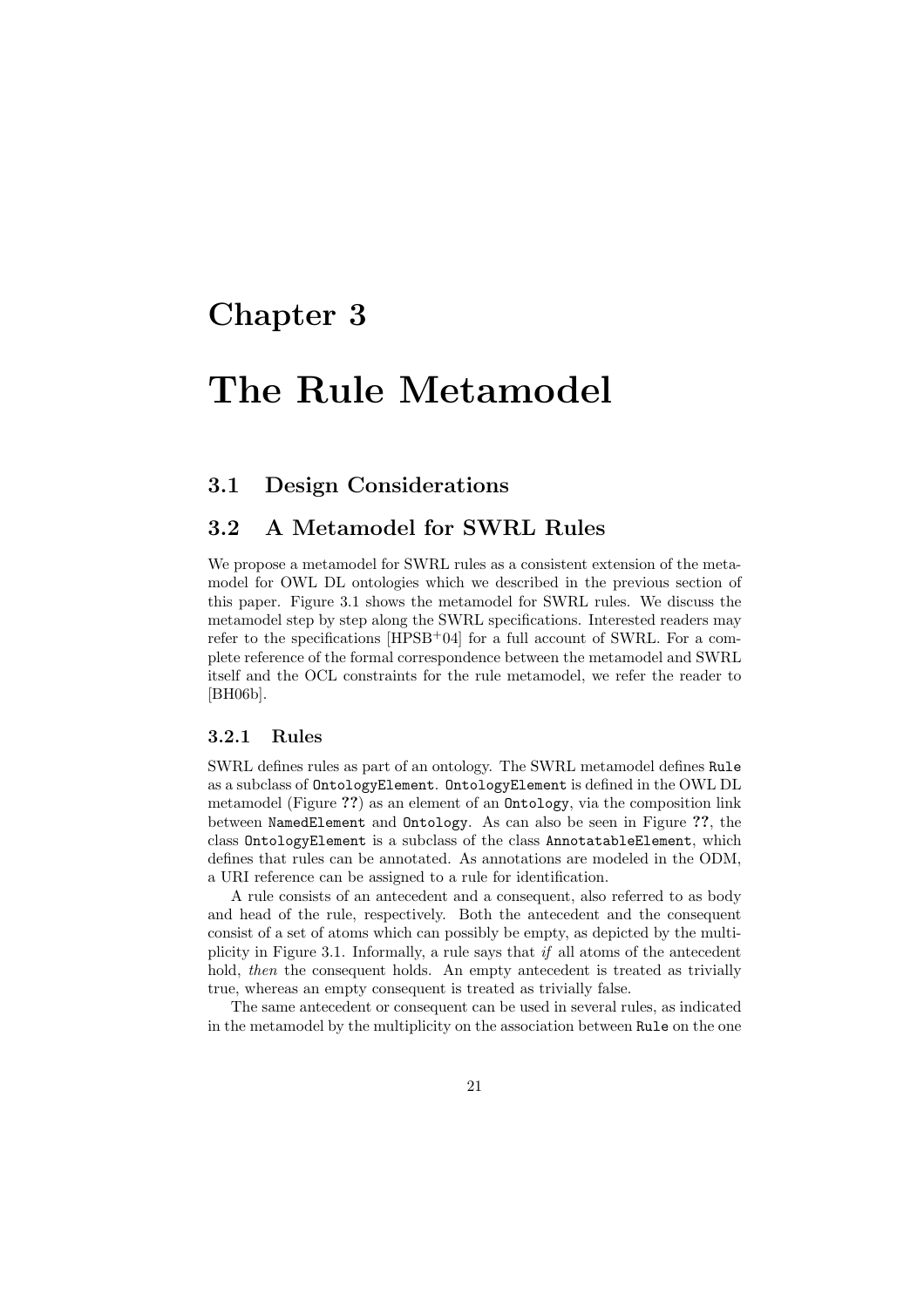# Chapter 3

# The Rule Metamodel

## 3.1 Design Considerations

## 3.2 A Metamodel for SWRL Rules

We propose a metamodel for SWRL rules as a consistent extension of the metamodel for OWL DL ontologies which we described in the previous section of this paper. Figure 3.1 shows the metamodel for SWRL rules. We discuss the metamodel step by step along the SWRL specifications. Interested readers may refer to the specifications [HPSB+04] for a full account of SWRL. For a complete reference of the formal correspondence between the metamodel and SWRL itself and the OCL constraints for the rule metamodel, we refer the reader to [BH06b].

### 3.2.1 Rules

SWRL defines rules as part of an ontology. The SWRL metamodel defines `Rule` as a subclass of `OntologyElement`. `OntologyElement` is defined in the OWL DL metamodel (Figure **??**) as an element of an `Ontology`, via the composition link between `NamedElement` and `Ontology`. As can also be seen in Figure **??**, the class `OntologyElement` is a subclass of the class `AnnotatableElement`, which defines that rules can be annotated. As annotations are modeled in the ODM, a URI reference can be assigned to a rule for identification.

A rule consists of an antecedent and a consequent, also referred to as body and head of the rule, respectively. Both the antecedent and the consequent consist of a set of atoms which can possibly be empty, as depicted by the multiplicity in Figure 3.1. Informally, a rule says that *if* all atoms of the antecedent hold, *then* the consequent holds. An empty antecedent is treated as trivially true, whereas an empty consequent is treated as trivially false.

The same antecedent or consequent can be used in several rules, as indicated in the metamodel by the multiplicity on the association between `Rule` on the one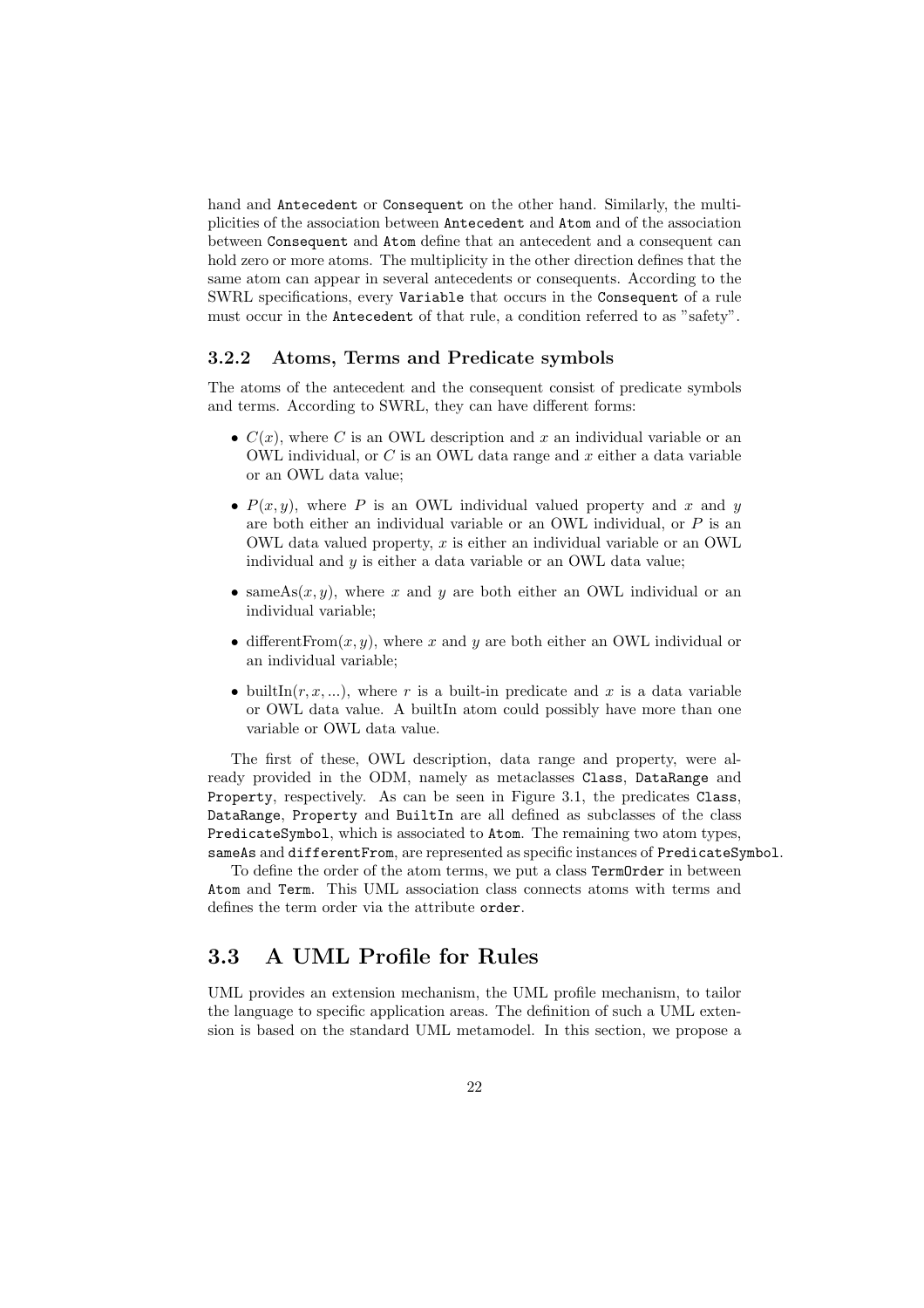hand and `Antecedent` or `Consequent` on the other hand. Similarly, the multiplicities of the association between `Antecedent` and `Atom` and of the association between `Consequent` and `Atom` define that an antecedent and a consequent can hold zero or more atoms. The multiplicity in the other direction defines that the same atom can appear in several antecedents or consequents. According to the SWRL specifications, every `Variable` that occurs in the `Consequent` of a rule must occur in the `Antecedent` of that rule, a condition referred to as "safety".

### 3.2.2 Atoms, Terms and Predicate symbols

The atoms of the antecedent and the consequent consist of predicate symbols and terms. According to SWRL, they can have different forms:

- $C(x)$, where $C$ is an OWL description and $x$ an individual variable or an OWL individual, or $C$ is an OWL data range and $x$ either a data variable or an OWL data value;
- $P(x, y)$, where $P$ is an OWL individual valued property and $x$ and $y$ are both either an individual variable or an OWL individual, or $P$ is an OWL data valued property, $x$ is either an individual variable or an OWL individual and $y$ is either a data variable or an OWL data value;
- sameAs$(x, y)$, where $x$ and $y$ are both either an OWL individual or an individual variable;
- differentFrom$(x, y)$, where $x$ and $y$ are both either an OWL individual or an individual variable;
- builtIn$(r, x, ...)$, where $r$ is a built-in predicate and $x$ is a data variable or OWL data value. A builtIn atom could possibly have more than one variable or OWL data value.

The first of these, OWL description, data range and property, were already provided in the ODM, namely as metaclasses `Class`, `DataRange` and `Property`, respectively. As can be seen in Figure 3.1, the predicates `Class`, `DataRange`, `Property` and `BuiltIn` are all defined as subclasses of the class `PredicateSymbol`, which is associated to `Atom`. The remaining two atom types, `sameAs` and `differentFrom`, are represented as specific instances of `PredicateSymbol`.

To define the order of the atom terms, we put a class `TermOrder` in between `Atom` and `Term`. This UML association class connects atoms with terms and defines the term order via the attribute `order`.

## 3.3 A UML Profile for Rules

UML provides an extension mechanism, the UML profile mechanism, to tailor the language to specific application areas. The definition of such a UML extension is based on the standard UML metamodel. In this section, we propose a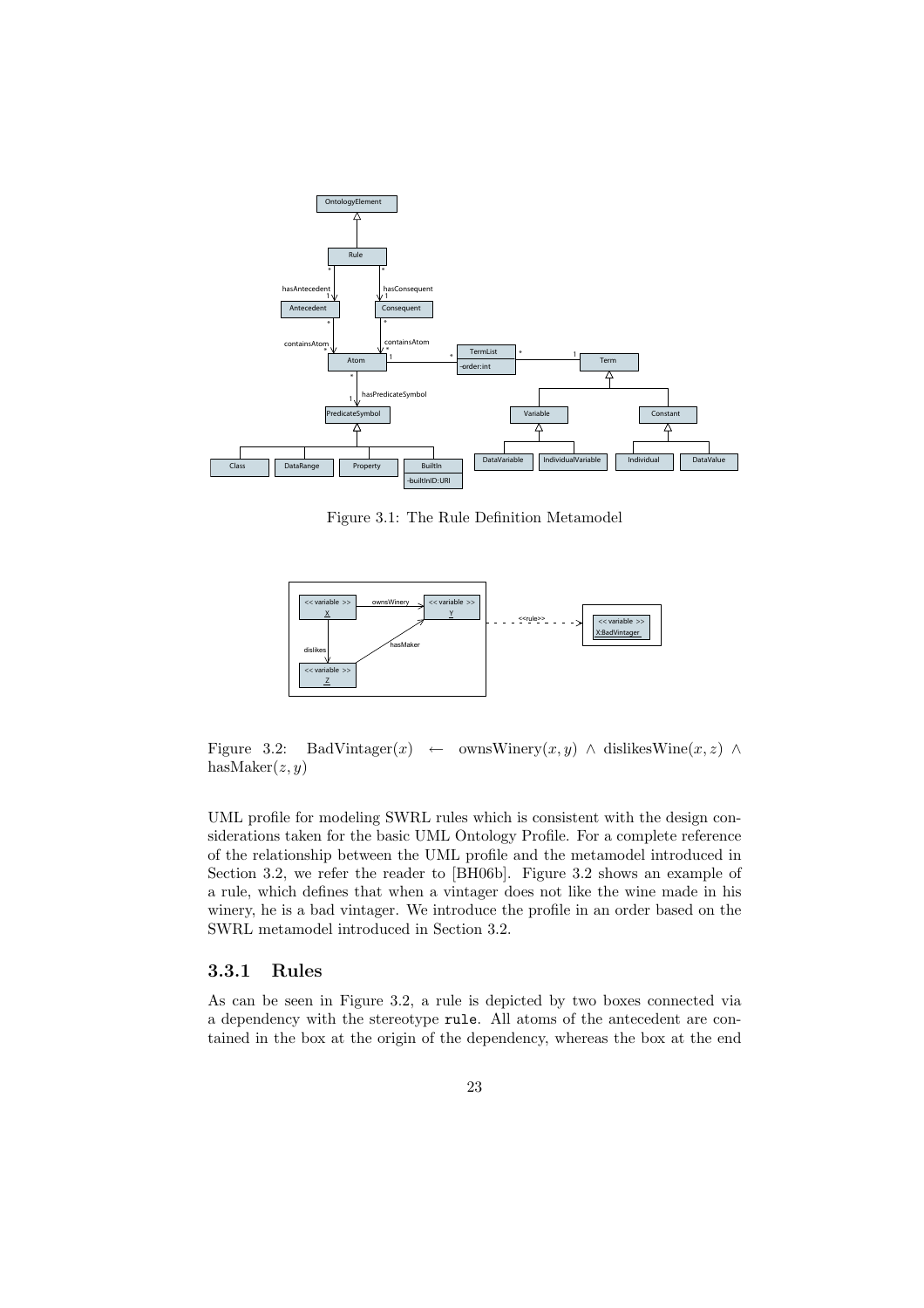Figure 3.1: The Rule Definition Metamodel

Figure 3.2: BadVintager$(x)$ $\leftarrow$ ownsWinery$(x, y)$ $\wedge$ dislikesWine$(x, z)$ $\wedge$ hasMaker$(z, y)$

UML profile for modeling SWRL rules which is consistent with the design considerations taken for the basic UML Ontology Profile. For a complete reference of the relationship between the UML profile and the metamodel introduced in Section 3.2, we refer the reader to [BH06b]. Figure 3.2 shows an example of a rule, which defines that when a vintager does not like the wine made in his winery, he is a bad vintager. We introduce the profile in an order based on the SWRL metamodel introduced in Section 3.2.

### 3.3.1 Rules

As can be seen in Figure 3.2, a rule is depicted by two boxes connected via a dependency with the stereotype `rule`. All atoms of the antecedent are contained in the box at the origin of the dependency, whereas the box at the end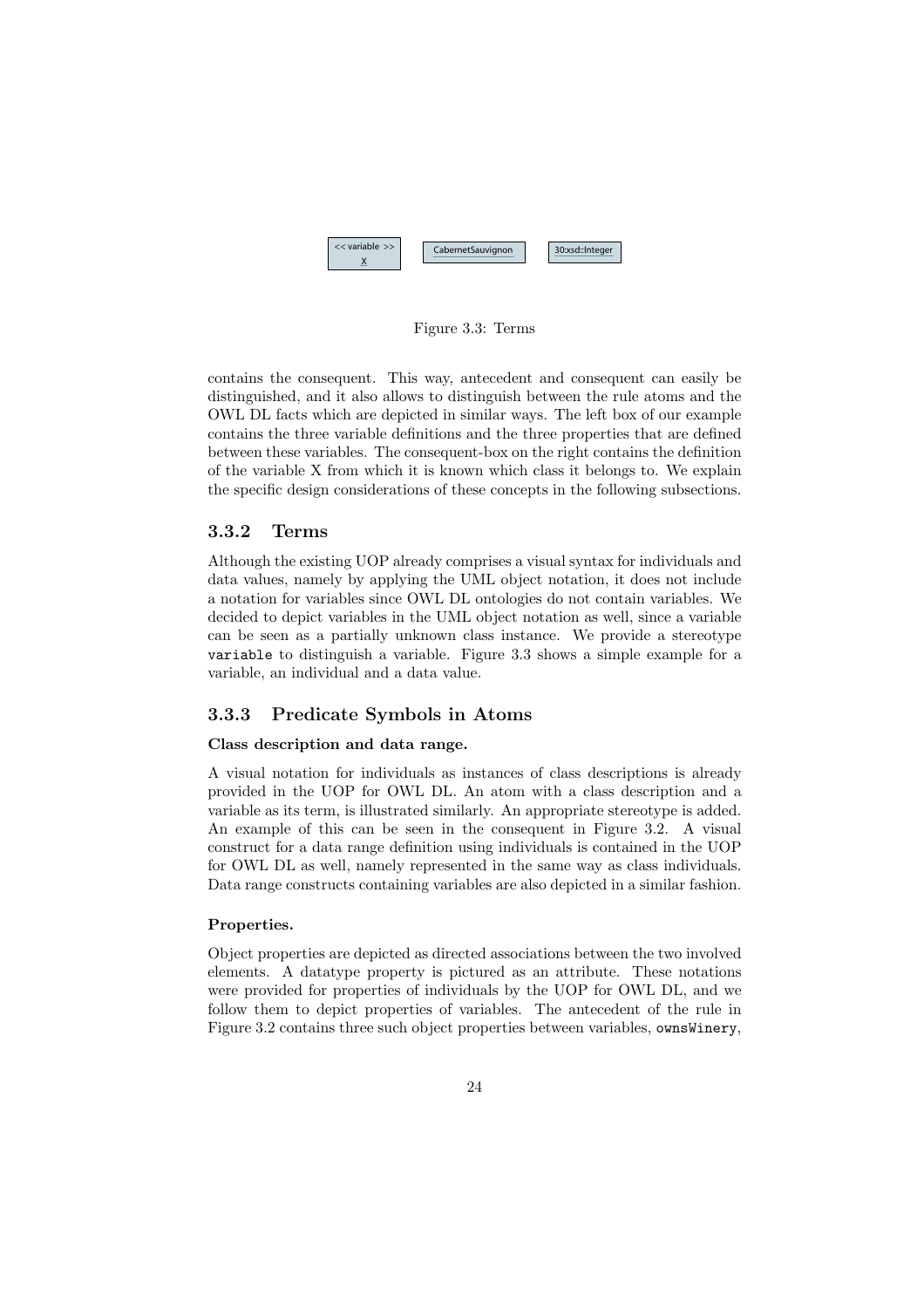<< variable >>
X

CabernetSauvignon

30:xsd::Integer

Figure 3.3: Terms

contains the consequent. This way, antecedent and consequent can easily be distinguished, and it also allows to distinguish between the rule atoms and the OWL DL facts which are depicted in similar ways. The left box of our example contains the three variable definitions and the three properties that are defined between these variables. The consequent-box on the right contains the definition of the variable X from which it is known which class it belongs to. We explain the specific design considerations of these concepts in the following subsections.

### 3.3.2 Terms

Although the existing UOP already comprises a visual syntax for individuals and data values, namely by applying the UML object notation, it does not include a notation for variables since OWL DL ontologies do not contain variables. We decided to depict variables in the UML object notation as well, since a variable can be seen as a partially unknown class instance. We provide a stereotype `variable` to distinguish a variable. Figure 3.3 shows a simple example for a variable, an individual and a data value.

### 3.3.3 Predicate Symbols in Atoms

**Class description and data range.**

A visual notation for individuals as instances of class descriptions is already provided in the UOP for OWL DL. An atom with a class description and a variable as its term, is illustrated similarly. An appropriate stereotype is added. An example of this can be seen in the consequent in Figure 3.2. A visual construct for a data range definition using individuals is contained in the UOP for OWL DL as well, namely represented in the same way as class individuals. Data range constructs containing variables are also depicted in a similar fashion.

**Properties.**

Object properties are depicted as directed associations between the two involved elements. A datatype property is pictured as an attribute. These notations were provided for properties of individuals by the UOP for OWL DL, and we follow them to depict properties of variables. The antecedent of the rule in Figure 3.2 contains three such object properties between variables, `ownsWinery`,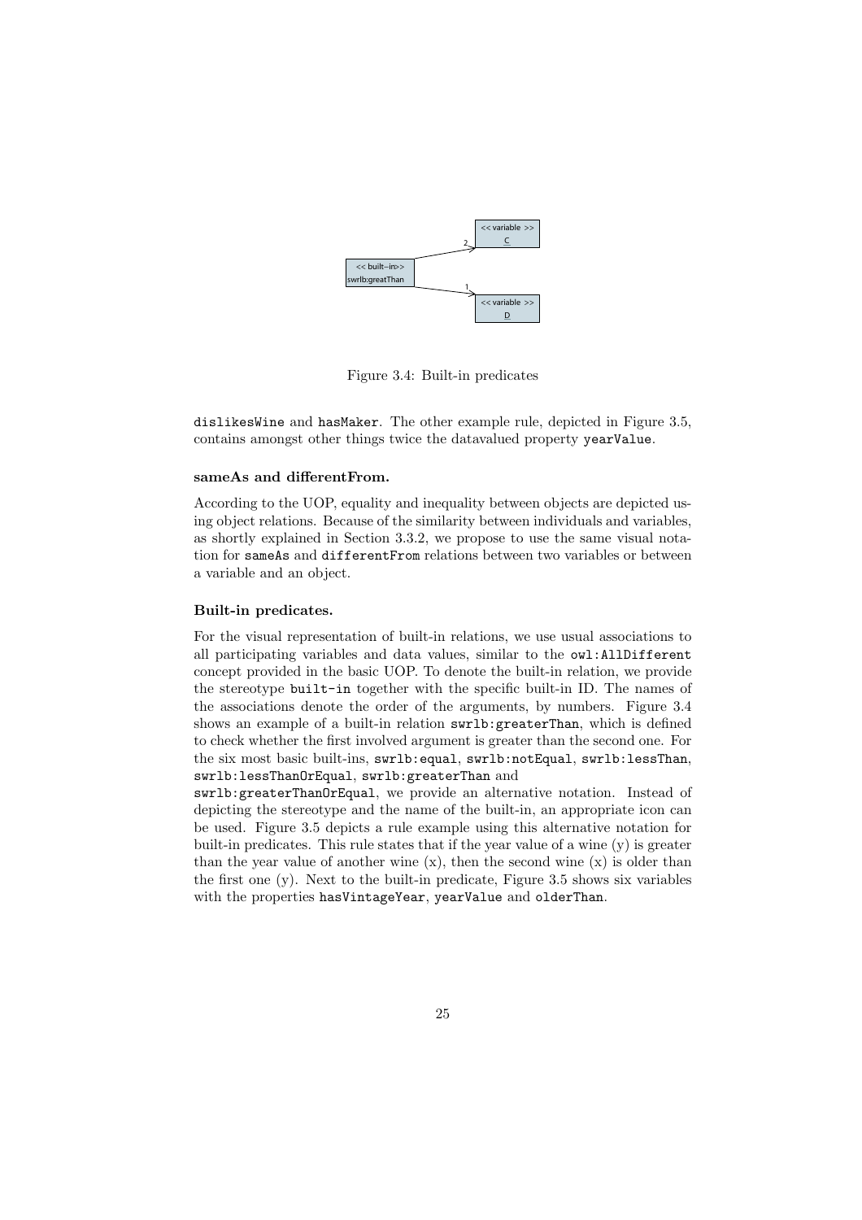Figure 3.4: Built-in predicates

dislikesWine and hasMaker. The other example rule, depicted in Figure 3.5, contains amongst other things twice the datavalued property yearValue.

### sameAs and differentFrom.

According to the UOP, equality and inequality between objects are depicted using object relations. Because of the similarity between individuals and variables, as shortly explained in Section 3.3.2, we propose to use the same visual notation for sameAs and differentFrom relations between two variables or between a variable and an object.

### Built-in predicates.

For the visual representation of built-in relations, we use usual associations to all participating variables and data values, similar to the owl:AllDifferent concept provided in the basic UOP. To denote the built-in relation, we provide the stereotype built-in together with the specific built-in ID. The names of the associations denote the order of the arguments, by numbers. Figure 3.4 shows an example of a built-in relation swrlb:greaterThan, which is defined to check whether the first involved argument is greater than the second one. For the six most basic built-ins, swrlb:equal, swrlb:notEqual, swrlb:lessThan, swrlb:lessThanOrEqual, swrlb:greaterThan and swrlb:greaterThanOrEqual, we provide an alternative notation. Instead of depicting the stereotype and the name of the built-in, an appropriate icon can be used. Figure 3.5 depicts a rule example using this alternative notation for built-in predicates. This rule states that if the year value of a wine (y) is greater than the year value of another wine (x), then the second wine (x) is older than the first one (y). Next to the built-in predicate, Figure 3.5 shows six variables with the properties hasVintageYear, yearValue and olderThan.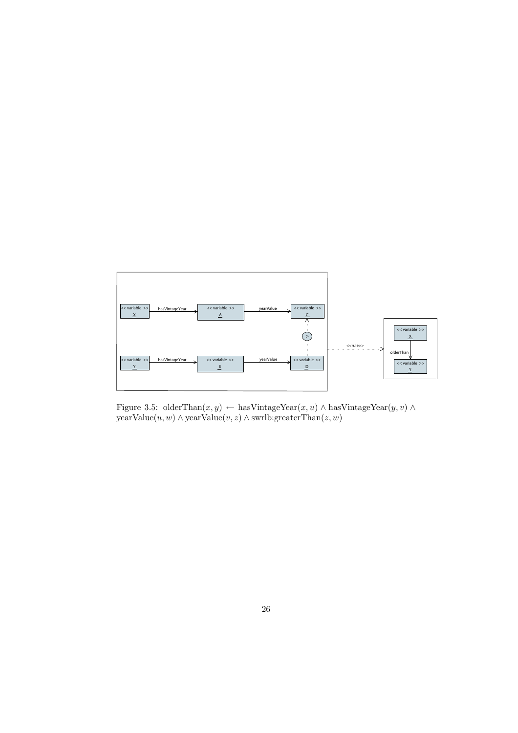Figure 3.5: $\text{olderThan}(x, y) \leftarrow \text{hasVintageYear}(x, u) \wedge \text{hasVintageYear}(y, v) \wedge \text{yearValue}(u, w) \wedge \text{yearValue}(v, z) \wedge \text{swrlb:greaterThan}(z, w)$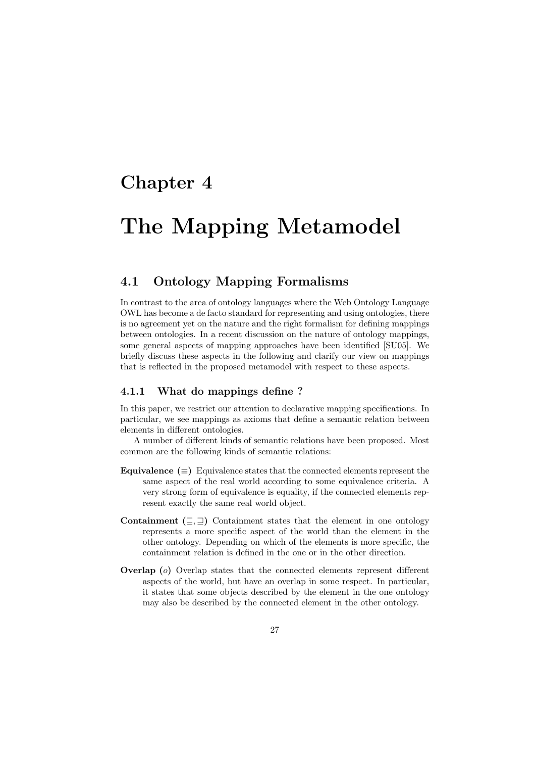# Chapter 4

# The Mapping Metamodel

## 4.1 Ontology Mapping Formalisms

In contrast to the area of ontology languages where the Web Ontology Language OWL has become a de facto standard for representing and using ontologies, there is no agreement yet on the nature and the right formalism for defining mappings between ontologies. In a recent discussion on the nature of ontology mappings, some general aspects of mapping approaches have been identified [SU05]. We briefly discuss these aspects in the following and clarify our view on mappings that is reflected in the proposed metamodel with respect to these aspects.

### 4.1.1 What do mappings define ?

In this paper, we restrict our attention to declarative mapping specifications. In particular, we see mappings as axioms that define a semantic relation between elements in different ontologies.

A number of different kinds of semantic relations have been proposed. Most common are the following kinds of semantic relations:

**Equivalence ($\equiv$)** Equivalence states that the connected elements represent the same aspect of the real world according to some equivalence criteria. A very strong form of equivalence is equality, if the connected elements represent exactly the same real world object.

**Containment ($\sqsubseteq$, $\sqsupseteq$)** Containment states that the element in one ontology represents a more specific aspect of the world than the element in the other ontology. Depending on which of the elements is more specific, the containment relation is defined in the one or in the other direction.

**Overlap ($o$)** Overlap states that the connected elements represent different aspects of the world, but have an overlap in some respect. In particular, it states that some objects described by the element in the one ontology may also be described by the connected element in the other ontology.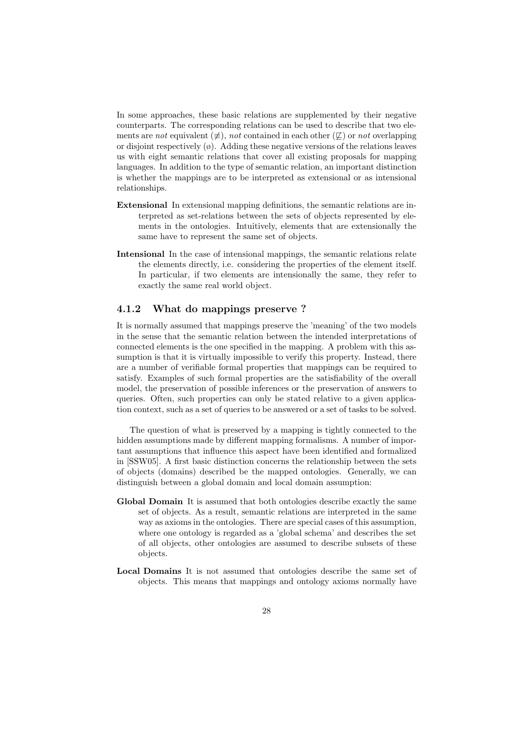In some approaches, these basic relations are supplemented by their negative counterparts. The corresponding relations can be used to describe that two elements are *not* equivalent ($\not\equiv$), *not* contained in each other ($\not\sqsubseteq$) or *not* overlapping or disjoint respectively ($\emptyset$). Adding these negative versions of the relations leaves us with eight semantic relations that cover all existing proposals for mapping languages. In addition to the type of semantic relation, an important distinction is whether the mappings are to be interpreted as extensional or as intensional relationships.

**Extensional** In extensional mapping definitions, the semantic relations are interpreted as set-relations between the sets of objects represented by elements in the ontologies. Intuitively, elements that are extensionally the same have to represent the same set of objects.

**Intensional** In the case of intensional mappings, the semantic relations relate the elements directly, i.e. considering the properties of the element itself. In particular, if two elements are intensionally the same, they refer to exactly the same real world object.

### 4.1.2 What do mappings preserve ?

It is normally assumed that mappings preserve the 'meaning' of the two models in the sense that the semantic relation between the intended interpretations of connected elements is the one specified in the mapping. A problem with this assumption is that it is virtually impossible to verify this property. Instead, there are a number of verifiable formal properties that mappings can be required to satisfy. Examples of such formal properties are the satisfiability of the overall model, the preservation of possible inferences or the preservation of answers to queries. Often, such properties can only be stated relative to a given application context, such as a set of queries to be answered or a set of tasks to be solved.

The question of what is preserved by a mapping is tightly connected to the hidden assumptions made by different mapping formalisms. A number of important assumptions that influence this aspect have been identified and formalized in [SSW05]. A first basic distinction concerns the relationship between the sets of objects (domains) described be the mapped ontologies. Generally, we can distinguish between a global domain and local domain assumption:

**Global Domain** It is assumed that both ontologies describe exactly the same set of objects. As a result, semantic relations are interpreted in the same way as axioms in the ontologies. There are special cases of this assumption, where one ontology is regarded as a 'global schema' and describes the set of all objects, other ontologies are assumed to describe subsets of these objects.

**Local Domains** It is not assumed that ontologies describe the same set of objects. This means that mappings and ontology axioms normally have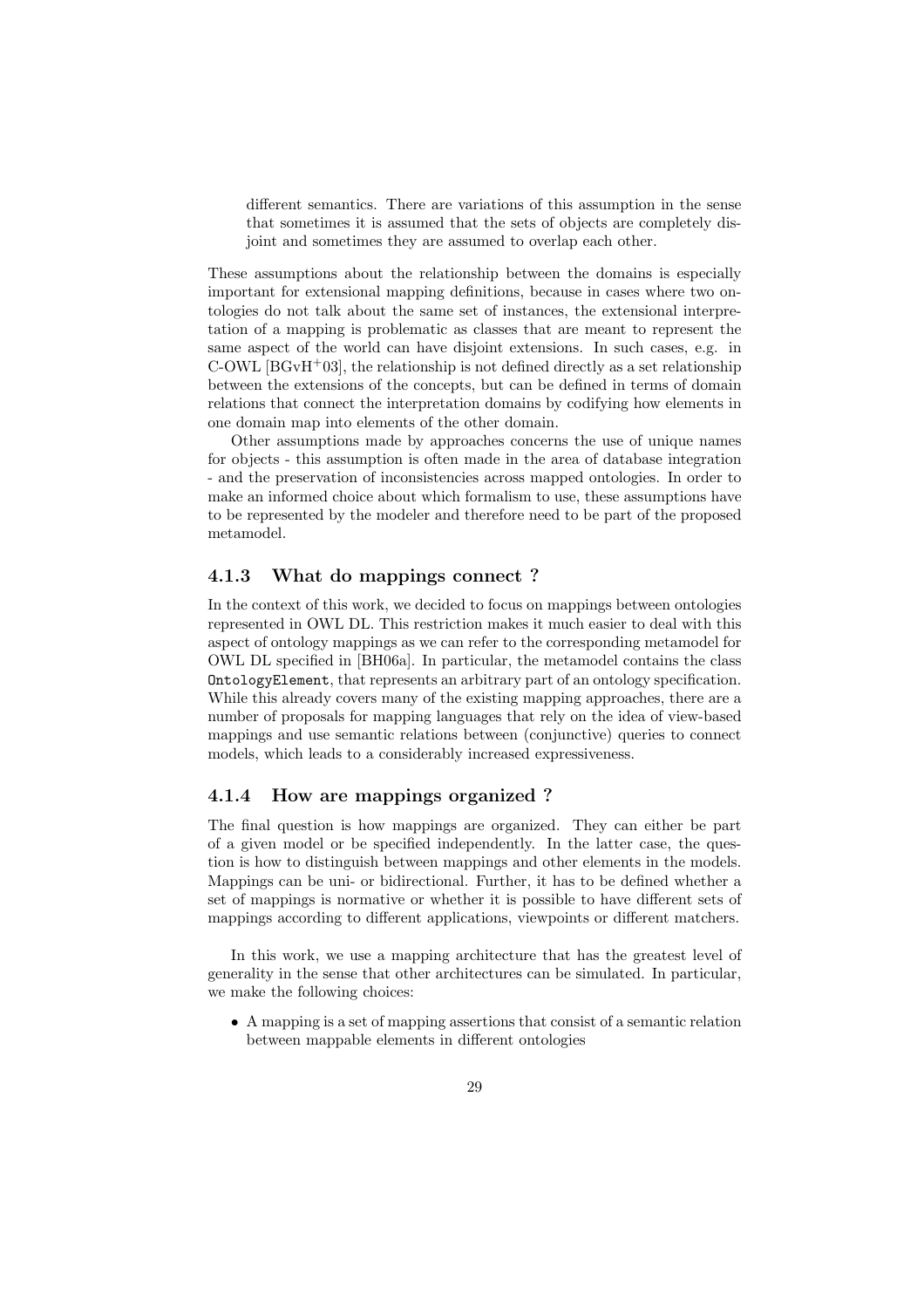different semantics. There are variations of this assumption in the sense that sometimes it is assumed that the sets of objects are completely disjoint and sometimes they are assumed to overlap each other.

These assumptions about the relationship between the domains is especially important for extensional mapping definitions, because in cases where two ontologies do not talk about the same set of instances, the extensional interpretation of a mapping is problematic as classes that are meant to represent the same aspect of the world can have disjoint extensions. In such cases, e.g. in C-OWL [BGvH+03], the relationship is not defined directly as a set relationship between the extensions of the concepts, but can be defined in terms of domain relations that connect the interpretation domains by codifying how elements in one domain map into elements of the other domain.

Other assumptions made by approaches concerns the use of unique names for objects - this assumption is often made in the area of database integration - and the preservation of inconsistencies across mapped ontologies. In order to make an informed choice about which formalism to use, these assumptions have to be represented by the modeler and therefore need to be part of the proposed metamodel.

### 4.1.3 What do mappings connect ?

In the context of this work, we decided to focus on mappings between ontologies represented in OWL DL. This restriction makes it much easier to deal with this aspect of ontology mappings as we can refer to the corresponding metamodel for OWL DL specified in [BH06a]. In particular, the metamodel contains the class `OntologyElement`, that represents an arbitrary part of an ontology specification. While this already covers many of the existing mapping approaches, there are a number of proposals for mapping languages that rely on the idea of view-based mappings and use semantic relations between (conjunctive) queries to connect models, which leads to a considerably increased expressiveness.

### 4.1.4 How are mappings organized ?

The final question is how mappings are organized. They can either be part of a given model or be specified independently. In the latter case, the question is how to distinguish between mappings and other elements in the models. Mappings can be uni- or bidirectional. Further, it has to be defined whether a set of mappings is normative or whether it is possible to have different sets of mappings according to different applications, viewpoints or different matchers.

In this work, we use a mapping architecture that has the greatest level of generality in the sense that other architectures can be simulated. In particular, we make the following choices:

- A mapping is a set of mapping assertions that consist of a semantic relation between mappable elements in different ontologies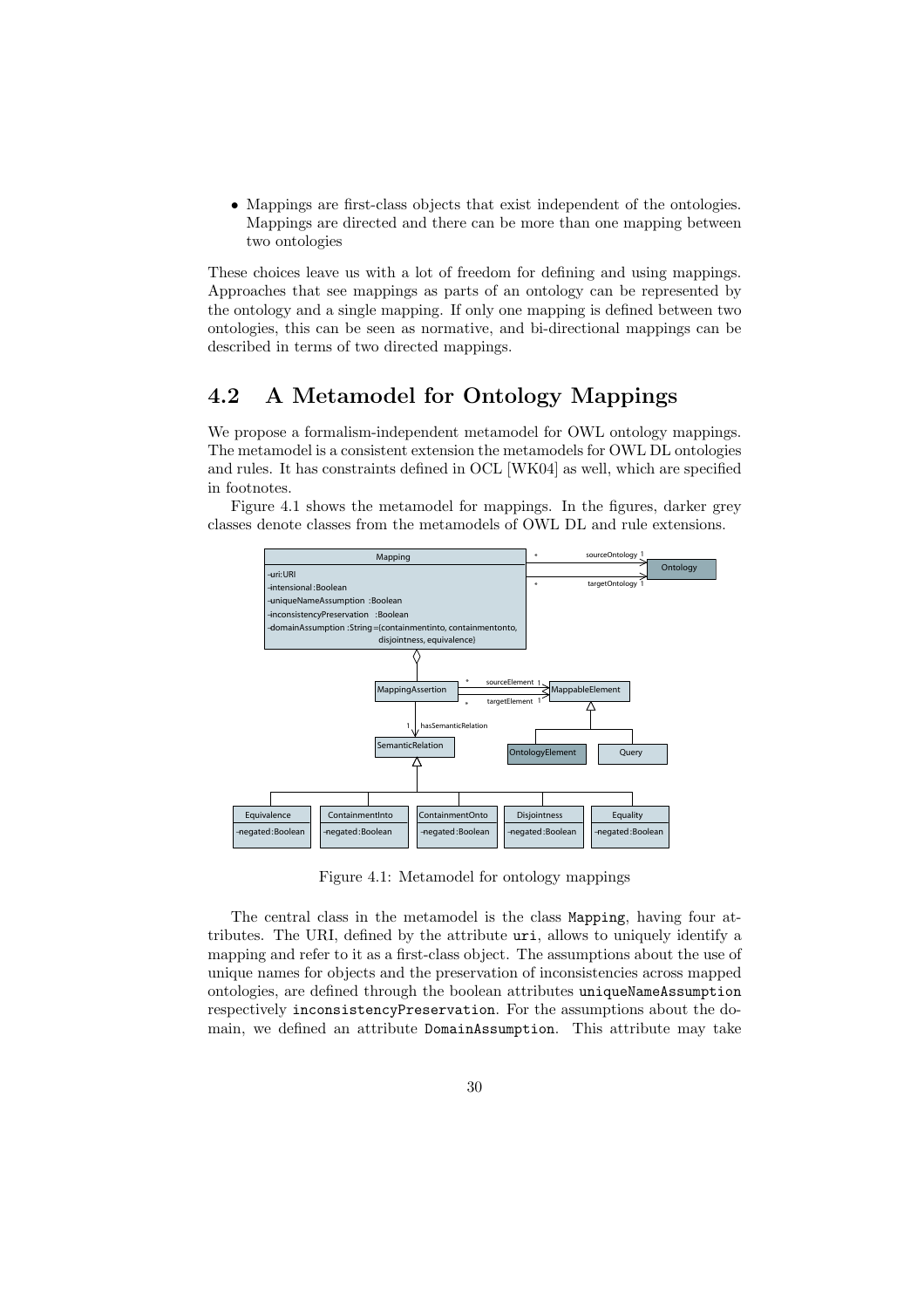- Mappings are first-class objects that exist independent of the ontologies. Mappings are directed and there can be more than one mapping between two ontologies

These choices leave us with a lot of freedom for defining and using mappings. Approaches that see mappings as parts of an ontology can be represented by the ontology and a single mapping. If only one mapping is defined between two ontologies, this can be seen as normative, and bi-directional mappings can be described in terms of two directed mappings.

## 4.2 A Metamodel for Ontology Mappings

We propose a formalism-independent metamodel for OWL ontology mappings. The metamodel is a consistent extension the metamodels for OWL DL ontologies and rules. It has constraints defined in OCL [WK04] as well, which are specified in footnotes.

Figure 4.1 shows the metamodel for mappings. In the figures, darker grey classes denote classes from the metamodels of OWL DL and rule extensions.

Figure 4.1: Metamodel for ontology mappings

The central class in the metamodel is the class `Mapping`, having four attributes. The URI, defined by the attribute `uri`, allows to uniquely identify a mapping and refer to it as a first-class object. The assumptions about the use of unique names for objects and the preservation of inconsistencies across mapped ontologies, are defined through the boolean attributes `uniqueNameAssumption` respectively `inconsistencyPreservation`. For the assumptions about the domain, we defined an attribute `DomainAssumption`. This attribute may take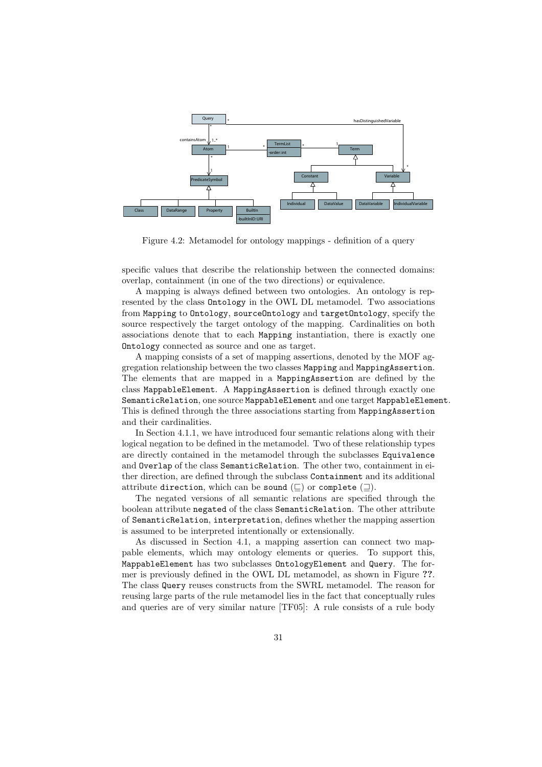Figure 4.2: Metamodel for ontology mappings - definition of a query

specific values that describe the relationship between the connected domains: overlap, containment (in one of the two directions) or equivalence.

A mapping is always defined between two ontologies. An ontology is represented by the class `Ontology` in the OWL DL metamodel. Two associations from `Mapping` to `Ontology`, `sourceOntology` and `targetOntology`, specify the source respectively the target ontology of the mapping. Cardinalities on both associations denote that to each `Mapping` instantiation, there is exactly one `Ontology` connected as source and one as target.

A mapping consists of a set of mapping assertions, denoted by the MOF aggregation relationship between the two classes `Mapping` and `MappingAssertion`. The elements that are mapped in a `MappingAssertion` are defined by the class `MappableElement`. A `MappingAssertion` is defined through exactly one `SemanticRelation`, one source `MappableElement` and one target `MappableElement`. This is defined through the three associations starting from `MappingAssertion` and their cardinalities.

In Section 4.1.1, we have introduced four semantic relations along with their logical negation to be defined in the metamodel. Two of these relationship types are directly contained in the metamodel through the subclasses `Equivalence` and `Overlap` of the class `SemanticRelation`. The other two, containment in either direction, are defined through the subclass `Containment` and its additional attribute `direction`, which can be `sound` ($\sqsubseteq$) or `complete` ($\sqsupseteq$).

The negated versions of all semantic relations are specified through the boolean attribute `negated` of the class `SemanticRelation`. The other attribute of `SemanticRelation`, `interpretation`, defines whether the mapping assertion is assumed to be interpreted intentionally or extensionally.

As discussed in Section 4.1, a mapping assertion can connect two mappable elements, which may ontology elements or queries. To support this, `MappableElement` has two subclasses `OntologyElement` and `Query`. The former is previously defined in the OWL DL metamodel, as shown in Figure **??**. The class `Query` reuses constructs from the SWRL metamodel. The reason for reusing large parts of the rule metamodel lies in the fact that conceptually rules and queries are of very similar nature [TF05]: A rule consists of a rule body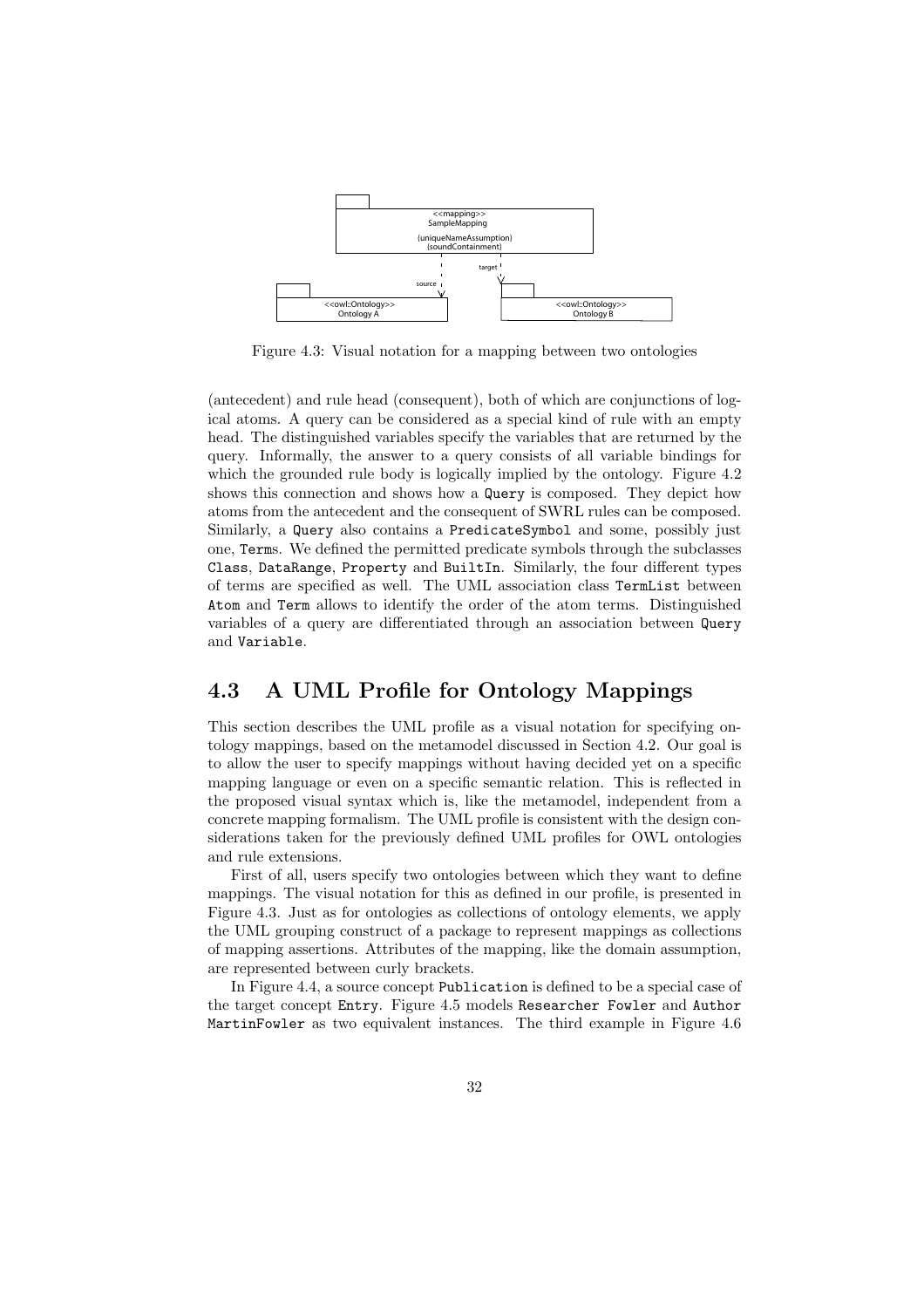Figure 4.3: Visual notation for a mapping between two ontologies

(antecedent) and rule head (consequent), both of which are conjunctions of logical atoms. A query can be considered as a special kind of rule with an empty head. The distinguished variables specify the variables that are returned by the query. Informally, the answer to a query consists of all variable bindings for which the grounded rule body is logically implied by the ontology. Figure 4.2 shows this connection and shows how a `Query` is composed. They depict how atoms from the antecedent and the consequent of SWRL rules can be composed. Similarly, a `Query` also contains a `PredicateSymbol` and some, possibly just one, `Term`s. We defined the permitted predicate symbols through the subclasses `Class`, `DataRange`, `Property` and `BuiltIn`. Similarly, the four different types of terms are specified as well. The UML association class `TermList` between `Atom` and `Term` allows to identify the order of the atom terms. Distinguished variables of a query are differentiated through an association between `Query` and `Variable`.

## 4.3 A UML Profile for Ontology Mappings

This section describes the UML profile as a visual notation for specifying ontology mappings, based on the metamodel discussed in Section 4.2. Our goal is to allow the user to specify mappings without having decided yet on a specific mapping language or even on a specific semantic relation. This is reflected in the proposed visual syntax which is, like the metamodel, independent from a concrete mapping formalism. The UML profile is consistent with the design considerations taken for the previously defined UML profiles for OWL ontologies and rule extensions.

First of all, users specify two ontologies between which they want to define mappings. The visual notation for this as defined in our profile, is presented in Figure 4.3. Just as for ontologies as collections of ontology elements, we apply the UML grouping construct of a package to represent mappings as collections of mapping assertions. Attributes of the mapping, like the domain assumption, are represented between curly brackets.

In Figure 4.4, a source concept `Publication` is defined to be a special case of the target concept `Entry`. Figure 4.5 models `Researcher Fowler` and `Author MartinFowler` as two equivalent instances. The third example in Figure 4.6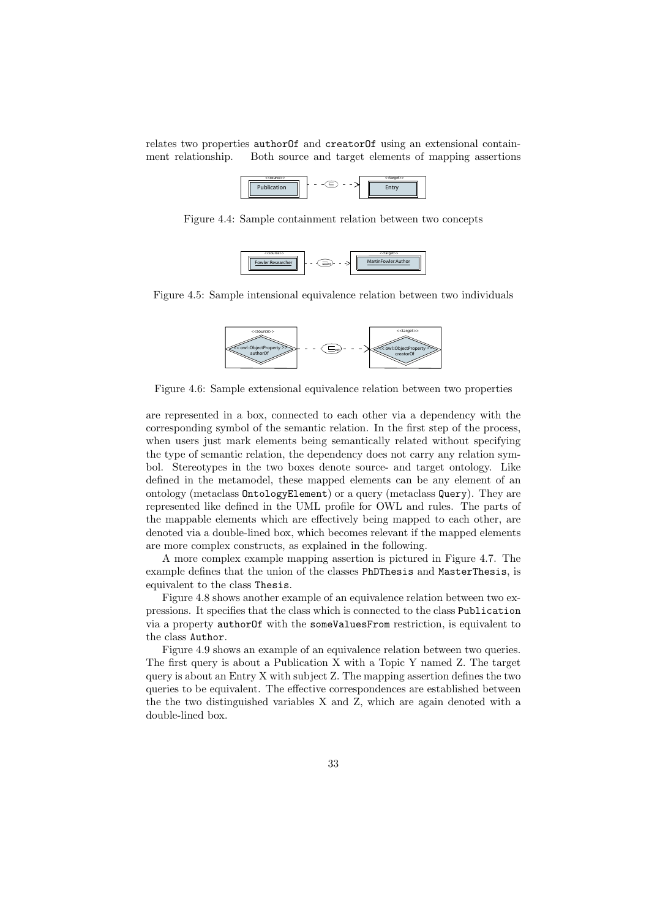relates two properties `authorOf` and `creatorOf` using an extensional containment relationship. Both source and target elements of mapping assertions

Figure 4.4: Sample containment relation between two concepts

Figure 4.5: Sample intensional equivalence relation between two individuals

Figure 4.6: Sample extensional equivalence relation between two properties

are represented in a box, connected to each other via a dependency with the corresponding symbol of the semantic relation. In the first step of the process, when users just mark elements being semantically related without specifying the type of semantic relation, the dependency does not carry any relation symbol. Stereotypes in the two boxes denote source- and target ontology. Like defined in the metamodel, these mapped elements can be any element of an ontology (metaclass `OntologyElement`) or a query (metaclass `Query`). They are represented like defined in the UML profile for OWL and rules. The parts of the mappable elements which are effectively being mapped to each other, are denoted via a double-lined box, which becomes relevant if the mapped elements are more complex constructs, as explained in the following.

A more complex example mapping assertion is pictured in Figure 4.7. The example defines that the union of the classes `PhDThesis` and `MasterThesis`, is equivalent to the class `Thesis`.

Figure 4.8 shows another example of an equivalence relation between two expressions. It specifies that the class which is connected to the class `Publication` via a property `authorOf` with the `someValuesFrom` restriction, is equivalent to the class `Author`.

Figure 4.9 shows an example of an equivalence relation between two queries. The first query is about a Publication X with a Topic Y named Z. The target query is about an Entry X with subject Z. The mapping assertion defines the two queries to be equivalent. The effective correspondences are established between the the two distinguished variables X and Z, which are again denoted with a double-lined box.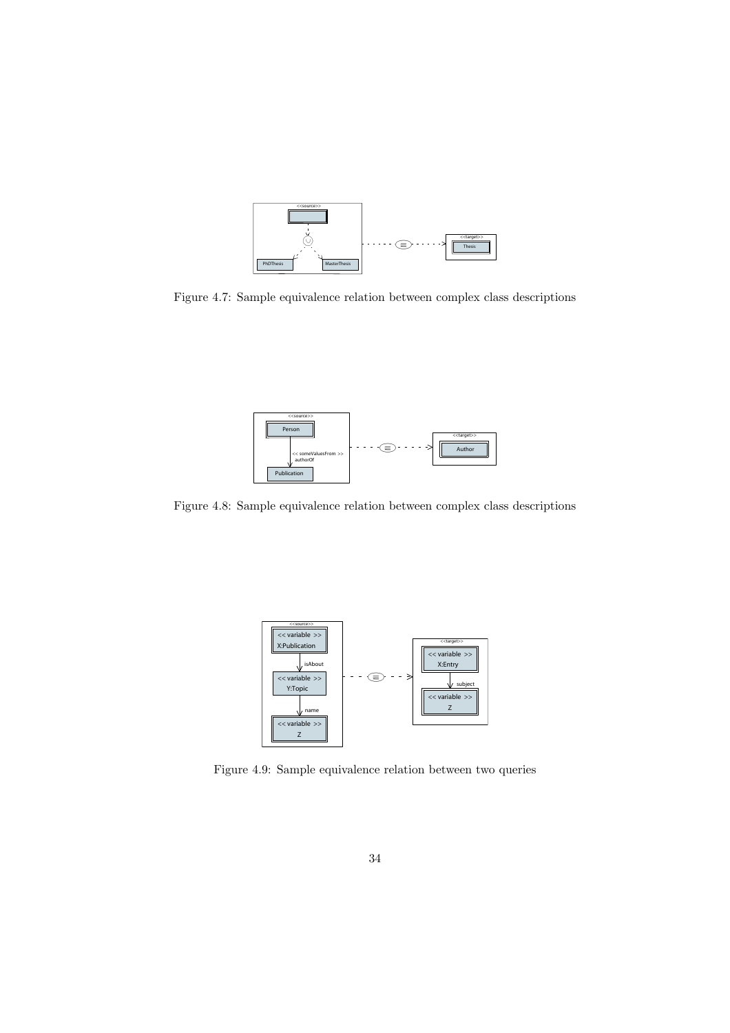Figure 4.7: Sample equivalence relation between complex class descriptions

Figure 4.8: Sample equivalence relation between complex class descriptions

Figure 4.9: Sample equivalence relation between two queries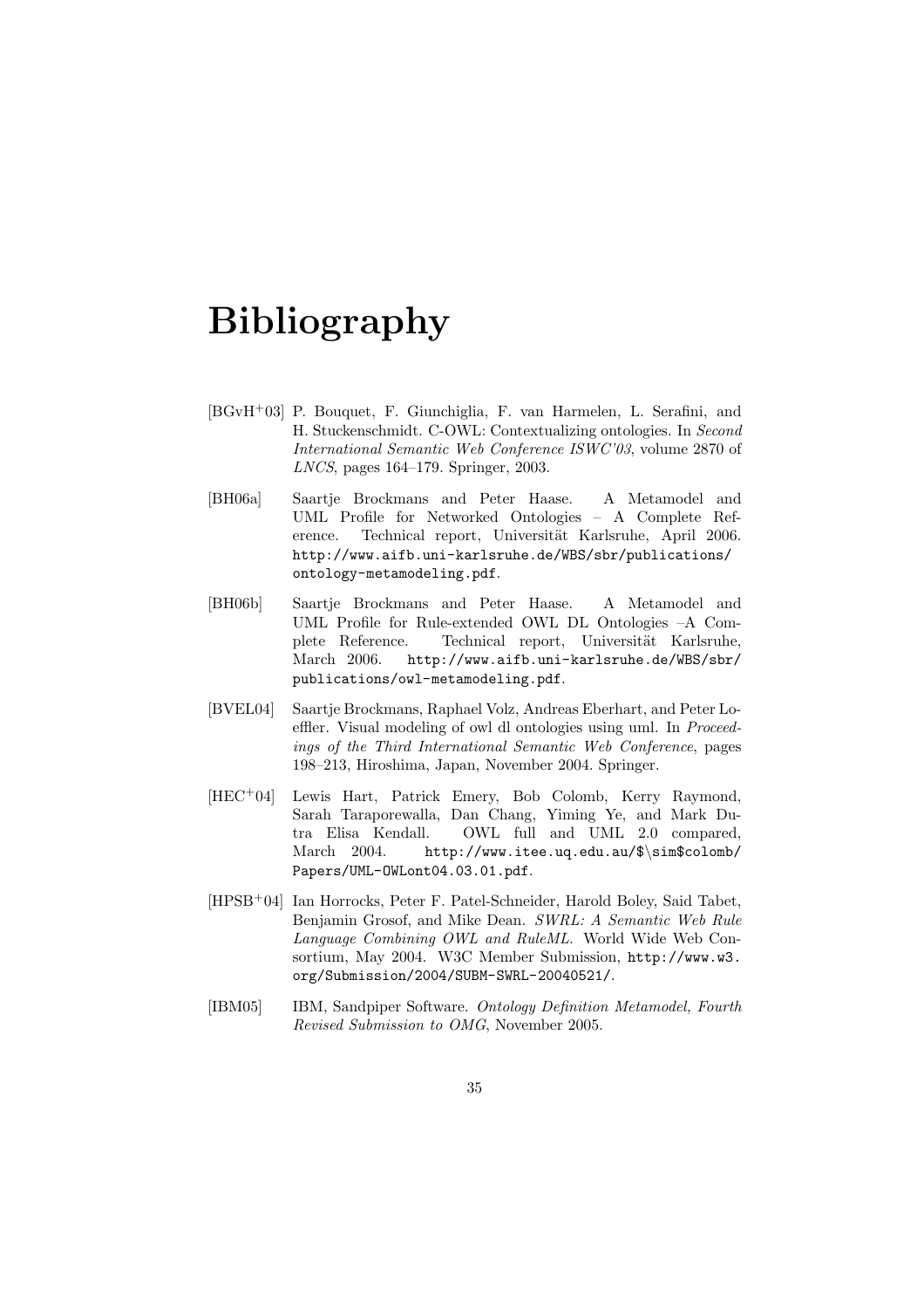# Bibliography

[BGvH$^+$03] P. Bouquet, F. Giunchiglia, F. van Harmelen, L. Serafini, and H. Stuckenschmidt. C-OWL: Contextualizing ontologies. In *Second International Semantic Web Conference ISWC'03*, volume 2870 of *LNCS*, pages 164–179. Springer, 2003.

[BH06a] Saartje Brockmans and Peter Haase. A Metamodel and UML Profile for Networked Ontologies – A Complete Reference. Technical report, Universität Karlsruhe, April 2006. `http://www.aifb.uni-karlsruhe.de/WBS/sbr/publications/ontology-metamodeling.pdf`.

[BH06b] Saartje Brockmans and Peter Haase. A Metamodel and UML Profile for Rule-extended OWL DL Ontologies –A Complete Reference. Technical report, Universität Karlsruhe, March 2006. `http://www.aifb.uni-karlsruhe.de/WBS/sbr/publications/owl-metamodeling.pdf`.

[BVEL04] Saartje Brockmans, Raphael Volz, Andreas Eberhart, and Peter Loeffler. Visual modeling of owl dl ontologies using uml. In *Proceedings of the Third International Semantic Web Conference*, pages 198–213, Hiroshima, Japan, November 2004. Springer.

[HEC$^+$04] Lewis Hart, Patrick Emery, Bob Colomb, Kerry Raymond, Sarah Taraporewalla, Dan Chang, Yiming Ye, and Mark Dutra Elisa Kendall. OWL full and UML 2.0 compared, March 2004. `http://www.itee.uq.edu.au/$\sim$colomb/Papers/UML-OWLont04.03.01.pdf`.

[HPSB$^+$04] Ian Horrocks, Peter F. Patel-Schneider, Harold Boley, Said Tabet, Benjamin Grosof, and Mike Dean. *SWRL: A Semantic Web Rule Language Combining OWL and RuleML*. World Wide Web Consortium, May 2004. W3C Member Submission, `http://www.w3.org/Submission/2004/SUBM-SWRL-20040521/`.

[IBM05] IBM, Sandpiper Software. *Ontology Definition Metamodel, Fourth Revised Submission to OMG*, November 2005.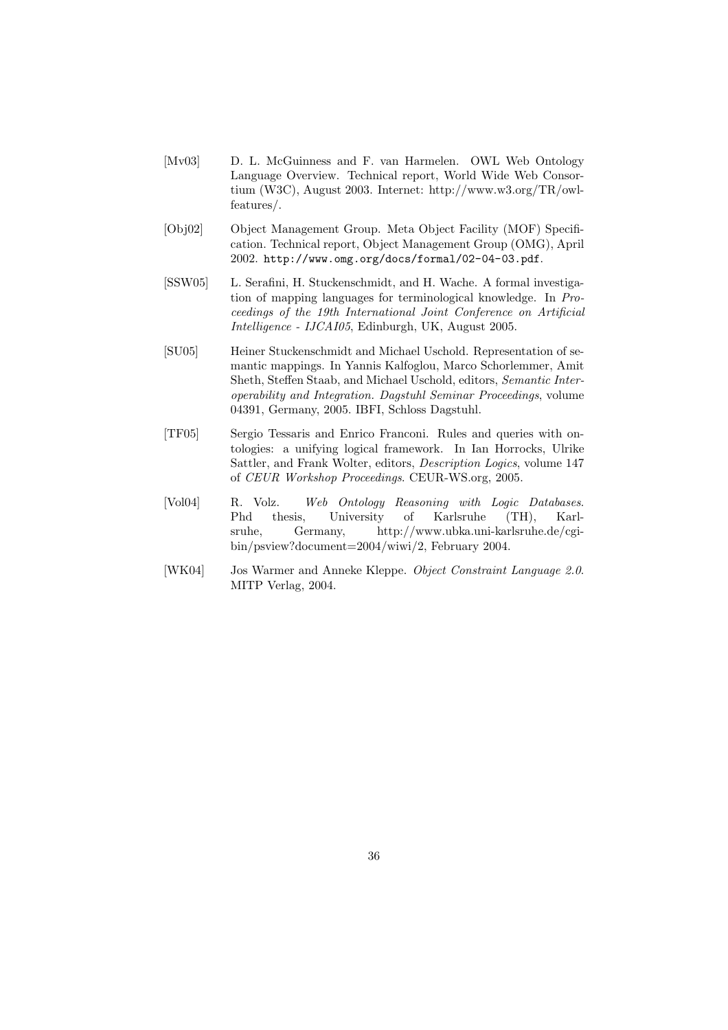[Mv03] D. L. McGuinness and F. van Harmelen. OWL Web Ontology Language Overview. Technical report, World Wide Web Consortium (W3C), August 2003. Internet: http://www.w3.org/TR/owl-features/.

[Obj02] Object Management Group. Meta Object Facility (MOF) Specification. Technical report, Object Management Group (OMG), April 2002. `http://www.omg.org/docs/formal/02-04-03.pdf`.

[SSW05] L. Serafini, H. Stuckenschmidt, and H. Wache. A formal investigation of mapping languages for terminological knowledge. In *Proceedings of the 19th International Joint Conference on Artificial Intelligence - IJCAI05*, Edinburgh, UK, August 2005.

[SU05] Heiner Stuckenschmidt and Michael Uschold. Representation of semantic mappings. In Yannis Kalfoglou, Marco Schorlemmer, Amit Sheth, Steffen Staab, and Michael Uschold, editors, *Semantic Interoperability and Integration. Dagstuhl Seminar Proceedings*, volume 04391, Germany, 2005. IBFI, Schloss Dagstuhl.

[TF05] Sergio Tessaris and Enrico Franconi. Rules and queries with ontologies: a unifying logical framework. In Ian Horrocks, Ulrike Sattler, and Frank Wolter, editors, *Description Logics*, volume 147 of *CEUR Workshop Proceedings*. CEUR-WS.org, 2005.

[Vol04] R. Volz. *Web Ontology Reasoning with Logic Databases*. Phd thesis, University of Karlsruhe (TH), Karlsruhe, Germany, http://www.ubka.uni-karlsruhe.de/cgi-bin/psview?document=2004/wiwi/2, February 2004.

[WK04] Jos Warmer and Anneke Kleppe. *Object Constraint Language 2.0*. MITP Verlag, 2004.